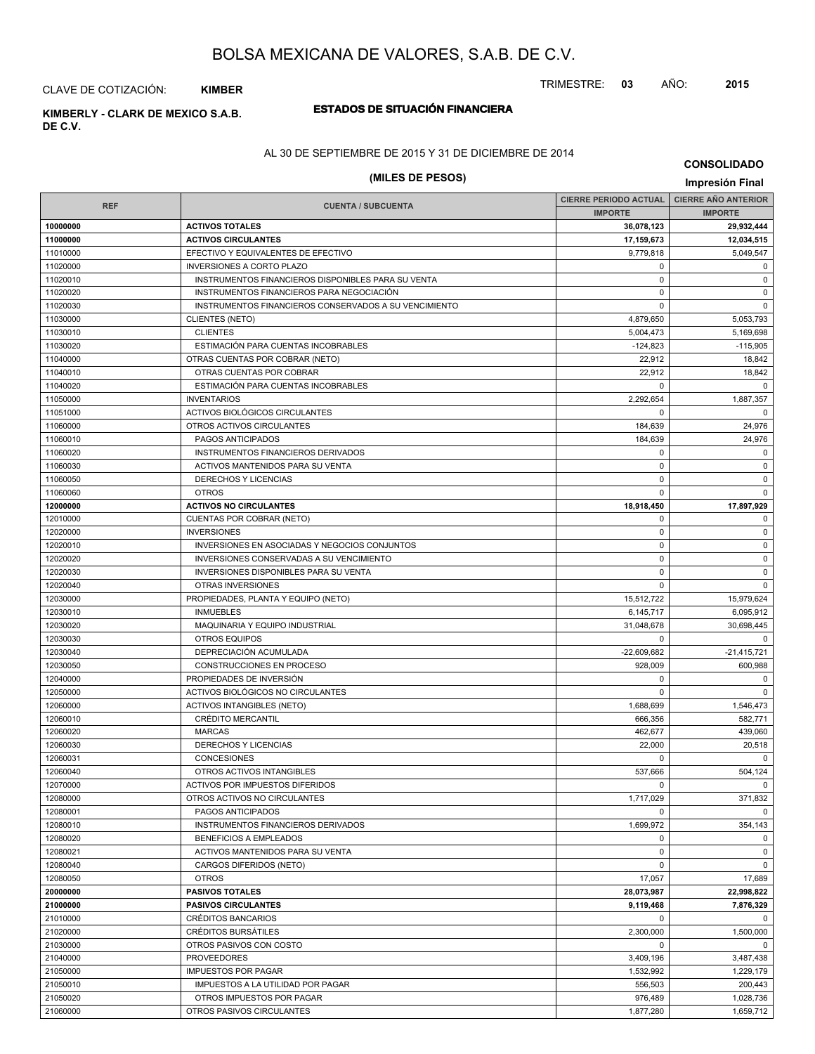# BOLSA MEXICANA DE VALORES, S.A.B. DE C.V.

CLAVE DE COTIZACIÓN: **KIMBER**

TRIMESTRE: **03** AÑO: **2015**

**KIMBERLY - CLARK DE MEXICO S.A.B. DE C.V.**

## ESTADOS DE SITUACIÓN FINANCIERA

AL 30 DE SEPTIEMBRE DE 2015 Y 31 DE DICIEMBRE DE 2014

**CONSOLIDADO**

### (MILES DE PESOS)

**Impresión Final**

| REF | CUENTA / SUBCUENTA | CIERRE PERIODO ACTUAL | CIERRE AÑO ANTERIOR |
|---|---|---|---|
| | | IMPORTE | IMPORTE |
| **10000000** | **ACTIVOS TOTALES** | **36,078,123** | **29,932,444** |
| **11000000** | **ACTIVOS CIRCULANTES** | **17,159,673** | **12,034,515** |
| 11010000 | EFECTIVO Y EQUIVALENTES DE EFECTIVO | 9,779,818 | 5,049,547 |
| 11020000 | INVERSIONES A CORTO PLAZO | 0 | 0 |
| 11020010 | INSTRUMENTOS FINANCIEROS DISPONIBLES PARA SU VENTA | 0 | 0 |
| 11020020 | INSTRUMENTOS FINANCIEROS PARA NEGOCIACIÓN | 0 | 0 |
| 11020030 | INSTRUMENTOS FINANCIEROS CONSERVADOS A SU VENCIMIENTO | 0 | 0 |
| 11030000 | CLIENTES (NETO) | 4,879,650 | 5,053,793 |
| 11030010 | CLIENTES | 5,004,473 | 5,169,698 |
| 11030020 | ESTIMACIÓN PARA CUENTAS INCOBRABLES | -124,823 | -115,905 |
| 11040000 | OTRAS CUENTAS POR COBRAR (NETO) | 22,912 | 18,842 |
| 11040010 | OTRAS CUENTAS POR COBRAR | 22,912 | 18,842 |
| 11040020 | ESTIMACIÓN PARA CUENTAS INCOBRABLES | 0 | 0 |
| 11050000 | INVENTARIOS | 2,292,654 | 1,887,357 |
| 11051000 | ACTIVOS BIOLÓGICOS CIRCULANTES | 0 | 0 |
| 11060000 | OTROS ACTIVOS CIRCULANTES | 184,639 | 24,976 |
| 11060010 | PAGOS ANTICIPADOS | 184,639 | 24,976 |
| 11060020 | INSTRUMENTOS FINANCIEROS DERIVADOS | 0 | 0 |
| 11060030 | ACTIVOS MANTENIDOS PARA SU VENTA | 0 | 0 |
| 11060050 | DERECHOS Y LICENCIAS | 0 | 0 |
| 11060060 | OTROS | 0 | 0 |
| **12000000** | **ACTIVOS NO CIRCULANTES** | **18,918,450** | **17,897,929** |
| 12010000 | CUENTAS POR COBRAR (NETO) | 0 | 0 |
| 12020000 | INVERSIONES | 0 | 0 |
| 12020010 | INVERSIONES EN ASOCIADAS Y NEGOCIOS CONJUNTOS | 0 | 0 |
| 12020020 | INVERSIONES CONSERVADAS A SU VENCIMIENTO | 0 | 0 |
| 12020030 | INVERSIONES DISPONIBLES PARA SU VENTA | 0 | 0 |
| 12020040 | OTRAS INVERSIONES | 0 | 0 |
| 12030000 | PROPIEDADES, PLANTA Y EQUIPO (NETO) | 15,512,722 | 15,979,624 |
| 12030010 | INMUEBLES | 6,145,717 | 6,095,912 |
| 12030020 | MAQUINARIA Y EQUIPO INDUSTRIAL | 31,048,678 | 30,698,445 |
| 12030030 | OTROS EQUIPOS | 0 | 0 |
| 12030040 | DEPRECIACIÓN ACUMULADA | -22,609,682 | -21,415,721 |
| 12030050 | CONSTRUCCIONES EN PROCESO | 928,009 | 600,988 |
| 12040000 | PROPIEDADES DE INVERSIÓN | 0 | 0 |
| 12050000 | ACTIVOS BIOLÓGICOS NO CIRCULANTES | 0 | 0 |
| 12060000 | ACTIVOS INTANGIBLES (NETO) | 1,688,699 | 1,546,473 |
| 12060010 | CRÉDITO MERCANTIL | 666,356 | 582,771 |
| 12060020 | MARCAS | 462,677 | 439,060 |
| 12060030 | DERECHOS Y LICENCIAS | 22,000 | 20,518 |
| 12060031 | CONCESIONES | 0 | 0 |
| 12060040 | OTROS ACTIVOS INTANGIBLES | 537,666 | 504,124 |
| 12070000 | ACTIVOS POR IMPUESTOS DIFERIDOS | 0 | 0 |
| 12080000 | OTROS ACTIVOS NO CIRCULANTES | 1,717,029 | 371,832 |
| 12080001 | PAGOS ANTICIPADOS | 0 | 0 |
| 12080010 | INSTRUMENTOS FINANCIEROS DERIVADOS | 1,699,972 | 354,143 |
| 12080020 | BENEFICIOS A EMPLEADOS | 0 | 0 |
| 12080021 | ACTIVOS MANTENIDOS PARA SU VENTA | 0 | 0 |
| 12080040 | CARGOS DIFERIDOS (NETO) | 0 | 0 |
| 12080050 | OTROS | 17,057 | 17,689 |
| **20000000** | **PASIVOS TOTALES** | **28,073,987** | **22,998,822** |
| **21000000** | **PASIVOS CIRCULANTES** | **9,119,468** | **7,876,329** |
| 21010000 | CRÉDITOS BANCARIOS | 0 | 0 |
| 21020000 | CRÉDITOS BURSÁTILES | 2,300,000 | 1,500,000 |
| 21030000 | OTROS PASIVOS CON COSTO | 0 | 0 |
| 21040000 | PROVEEDORES | 3,409,196 | 3,487,438 |
| 21050000 | IMPUESTOS POR PAGAR | 1,532,992 | 1,229,179 |
| 21050010 | IMPUESTOS A LA UTILIDAD POR PAGAR | 556,503 | 200,443 |
| 21050020 | OTROS IMPUESTOS POR PAGAR | 976,489 | 1,028,736 |
| 21060000 | OTROS PASIVOS CIRCULANTES | 1,877,280 | 1,659,712 |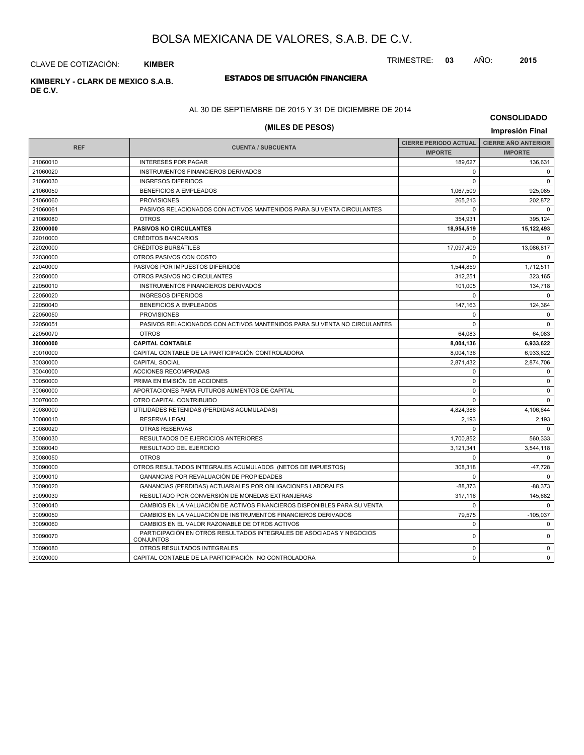# BOLSA MEXICANA DE VALORES, S.A.B. DE C.V.

CLAVE DE COTIZACIÓN: **KIMBER**

TRIMESTRE: **03** AÑO: **2015**

**KIMBERLY - CLARK DE MEXICO S.A.B. DE C.V.**

## ESTADOS DE SITUACIÓN FINANCIERA

AL 30 DE SEPTIEMBRE DE 2015 Y 31 DE DICIEMBRE DE 2014

**(MILES DE PESOS)**

**CONSOLIDADO**

**Impresión Final**

| REF | CUENTA / SUBCUENTA | CIERRE PERIODO ACTUAL | CIERRE AÑO ANTERIOR |
|---|---|---|---|
| | | IMPORTE | IMPORTE |
| 21060010 | INTERESES POR PAGAR | 189,627 | 136,631 |
| 21060020 | INSTRUMENTOS FINANCIEROS DERIVADOS | 0 | 0 |
| 21060030 | INGRESOS DIFERIDOS | 0 | 0 |
| 21060050 | BENEFICIOS A EMPLEADOS | 1,067,509 | 925,085 |
| 21060060 | PROVISIONES | 265,213 | 202,872 |
| 21060061 | PASIVOS RELACIONADOS CON ACTIVOS MANTENIDOS PARA SU VENTA CIRCULANTES | 0 | 0 |
| 21060080 | OTROS | 354,931 | 395,124 |
| **22000000** | **PASIVOS NO CIRCULANTES** | **18,954,519** | **15,122,493** |
| 22010000 | CRÉDITOS BANCARIOS | 0 | 0 |
| 22020000 | CRÉDITOS BURSÁTILES | 17,097,409 | 13,086,817 |
| 22030000 | OTROS PASIVOS CON COSTO | 0 | 0 |
| 22040000 | PASIVOS POR IMPUESTOS DIFERIDOS | 1,544,859 | 1,712,511 |
| 22050000 | OTROS PASIVOS NO CIRCULANTES | 312,251 | 323,165 |
| 22050010 | INSTRUMENTOS FINANCIEROS DERIVADOS | 101,005 | 134,718 |
| 22050020 | INGRESOS DIFERIDOS | 0 | 0 |
| 22050040 | BENEFICIOS A EMPLEADOS | 147,163 | 124,364 |
| 22050050 | PROVISIONES | 0 | 0 |
| 22050051 | PASIVOS RELACIONADOS CON ACTIVOS MANTENIDOS PARA SU VENTA NO CIRCULANTES | 0 | 0 |
| 22050070 | OTROS | 64,083 | 64,083 |
| **30000000** | **CAPITAL CONTABLE** | **8,004,136** | **6,933,622** |
| 30010000 | CAPITAL CONTABLE DE LA PARTICIPACIÓN CONTROLADORA | 8,004,136 | 6,933,622 |
| 30030000 | CAPITAL SOCIAL | 2,871,432 | 2,874,706 |
| 30040000 | ACCIONES RECOMPRADAS | 0 | 0 |
| 30050000 | PRIMA EN EMISIÓN DE ACCIONES | 0 | 0 |
| 30060000 | APORTACIONES PARA FUTUROS AUMENTOS DE CAPITAL | 0 | 0 |
| 30070000 | OTRO CAPITAL CONTRIBUIDO | 0 | 0 |
| 30080000 | UTILIDADES RETENIDAS (PERDIDAS ACUMULADAS) | 4,824,386 | 4,106,644 |
| 30080010 | RESERVA LEGAL | 2,193 | 2,193 |
| 30080020 | OTRAS RESERVAS | 0 | 0 |
| 30080030 | RESULTADOS DE EJERCICIOS ANTERIORES | 1,700,852 | 560,333 |
| 30080040 | RESULTADO DEL EJERCICIO | 3,121,341 | 3,544,118 |
| 30080050 | OTROS | 0 | 0 |
| 30090000 | OTROS RESULTADOS INTEGRALES ACUMULADOS (NETOS DE IMPUESTOS) | 308,318 | -47,728 |
| 30090010 | GANANCIAS POR REVALUACIÓN DE PROPIEDADES | 0 | 0 |
| 30090020 | GANANCIAS (PERDIDAS) ACTUARIALES POR OBLIGACIONES LABORALES | -88,373 | -88,373 |
| 30090030 | RESULTADO POR CONVERSIÓN DE MONEDAS EXTRANJERAS | 317,116 | 145,682 |
| 30090040 | CAMBIOS EN LA VALUACIÓN DE ACTIVOS FINANCIEROS DISPONIBLES PARA SU VENTA | 0 | 0 |
| 30090050 | CAMBIOS EN LA VALUACIÓN DE INSTRUMENTOS FINANCIEROS DERIVADOS | 79,575 | -105,037 |
| 30090060 | CAMBIOS EN EL VALOR RAZONABLE DE OTROS ACTIVOS | 0 | 0 |
| 30090070 | PARTICIPACIÓN EN OTROS RESULTADOS INTEGRALES DE ASOCIADAS Y NEGOCIOS CONJUNTOS | 0 | 0 |
| 30090080 | OTROS RESULTADOS INTEGRALES | 0 | 0 |
| 30020000 | CAPITAL CONTABLE DE LA PARTICIPACIÓN NO CONTROLADORA | 0 | 0 |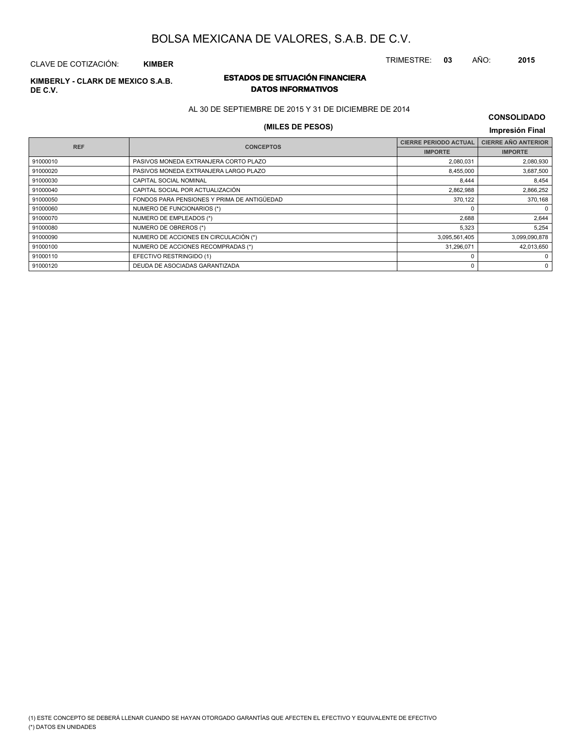# BOLSA MEXICANA DE VALORES, S.A.B. DE C.V.

CLAVE DE COTIZACIÓN: **KIMBER**

TRIMESTRE: **03** AÑO: **2015**

**KIMBERLY - CLARK DE MEXICO S.A.B. DE C.V.**

## ESTADOS DE SITUACIÓN FINANCIERA
## DATOS INFORMATIVOS

AL 30 DE SEPTIEMBRE DE 2015 Y 31 DE DICIEMBRE DE 2014

**CONSOLIDADO**

**(MILES DE PESOS)**

**Impresión Final**

| REF | CONCEPTOS | CIERRE PERIODO ACTUAL | CIERRE AÑO ANTERIOR |
|---|---|---|---|
| | | IMPORTE | IMPORTE |
| 91000010 | PASIVOS MONEDA EXTRANJERA CORTO PLAZO | 2,080,031 | 2,080,930 |
| 91000020 | PASIVOS MONEDA EXTRANJERA LARGO PLAZO | 8,455,000 | 3,687,500 |
| 91000030 | CAPITAL SOCIAL NOMINAL | 8,444 | 8,454 |
| 91000040 | CAPITAL SOCIAL POR ACTUALIZACIÓN | 2,862,988 | 2,866,252 |
| 91000050 | FONDOS PARA PENSIONES Y PRIMA DE ANTIGÜEDAD | 370,122 | 370,168 |
| 91000060 | NUMERO DE FUNCIONARIOS (*) | 0 | 0 |
| 91000070 | NUMERO DE EMPLEADOS (*) | 2,688 | 2,644 |
| 91000080 | NUMERO DE OBREROS (*) | 5,323 | 5,254 |
| 91000090 | NUMERO DE ACCIONES EN CIRCULACIÓN (*) | 3,095,561,405 | 3,099,090,878 |
| 91000100 | NUMERO DE ACCIONES RECOMPRADAS (*) | 31,296,071 | 42,013,650 |
| 91000110 | EFECTIVO RESTRINGIDO (1) | 0 | 0 |
| 91000120 | DEUDA DE ASOCIADAS GARANTIZADA | 0 | 0 |

(1) ESTE CONCEPTO SE DEBERÁ LLENAR CUANDO SE HAYAN OTORGADO GARANTÍAS QUE AFECTEN EL EFECTIVO Y EQUIVALENTE DE EFECTIVO

(*) DATOS EN UNIDADES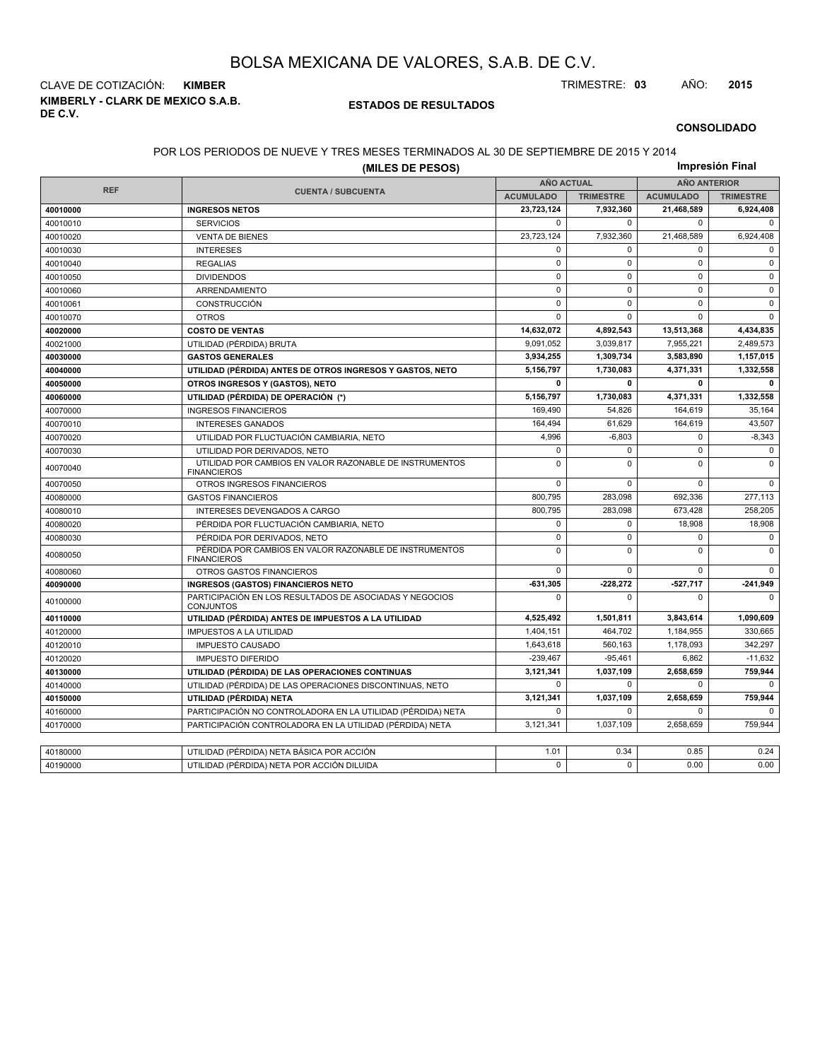# BOLSA MEXICANA DE VALORES, S.A.B. DE C.V.

CLAVE DE COTIZACIÓN: **KIMBER** TRIMESTRE: **03** AÑO: **2015**

**KIMBERLY - CLARK DE MEXICO S.A.B. DE C.V.**

**ESTADOS DE RESULTADOS**

**CONSOLIDADO**

POR LOS PERIODOS DE NUEVE Y TRES MESES TERMINADOS AL 30 DE SEPTIEMBRE DE 2015 Y 2014

**(MILES DE PESOS)**

**Impresión Final**

| REF | CUENTA / SUBCUENTA | AÑO ACTUAL | | AÑO ANTERIOR | |
|---|---|---|---|---|---|
| | | ACUMULADO | TRIMESTRE | ACUMULADO | TRIMESTRE |
| **40010000** | **INGRESOS NETOS** | **23,723,124** | **7,932,360** | **21,468,589** | **6,924,408** |
| 40010010 | SERVICIOS | 0 | 0 | 0 | 0 |
| 40010020 | VENTA DE BIENES | 23,723,124 | 7,932,360 | 21,468,589 | 6,924,408 |
| 40010030 | INTERESES | 0 | 0 | 0 | 0 |
| 40010040 | REGALIAS | 0 | 0 | 0 | 0 |
| 40010050 | DIVIDENDOS | 0 | 0 | 0 | 0 |
| 40010060 | ARRENDAMIENTO | 0 | 0 | 0 | 0 |
| 40010061 | CONSTRUCCIÓN | 0 | 0 | 0 | 0 |
| 40010070 | OTROS | 0 | 0 | 0 | 0 |
| **40020000** | **COSTO DE VENTAS** | **14,632,072** | **4,892,543** | **13,513,368** | **4,434,835** |
| 40021000 | UTILIDAD (PÉRDIDA) BRUTA | 9,091,052 | 3,039,817 | 7,955,221 | 2,489,573 |
| **40030000** | **GASTOS GENERALES** | **3,934,255** | **1,309,734** | **3,583,890** | **1,157,015** |
| **40040000** | **UTILIDAD (PÉRDIDA) ANTES DE OTROS INGRESOS Y GASTOS, NETO** | **5,156,797** | **1,730,083** | **4,371,331** | **1,332,558** |
| **40050000** | **OTROS INGRESOS Y (GASTOS), NETO** | **0** | **0** | **0** | **0** |
| **40060000** | **UTILIDAD (PÉRDIDA) DE OPERACIÓN (*)** | **5,156,797** | **1,730,083** | **4,371,331** | **1,332,558** |
| 40070000 | INGRESOS FINANCIEROS | 169,490 | 54,826 | 164,619 | 35,164 |
| 40070010 | INTERESES GANADOS | 164,494 | 61,629 | 164,619 | 43,507 |
| 40070020 | UTILIDAD POR FLUCTUACIÓN CAMBIARIA, NETO | 4,996 | -6,803 | 0 | -8,343 |
| 40070030 | UTILIDAD POR DERIVADOS, NETO | 0 | 0 | 0 | 0 |
| 40070040 | UTILIDAD POR CAMBIOS EN VALOR RAZONABLE DE INSTRUMENTOS FINANCIEROS | 0 | 0 | 0 | 0 |
| 40070050 | OTROS INGRESOS FINANCIEROS | 0 | 0 | 0 | 0 |
| 40080000 | GASTOS FINANCIEROS | 800,795 | 283,098 | 692,336 | 277,113 |
| 40080010 | INTERESES DEVENGADOS A CARGO | 800,795 | 283,098 | 673,428 | 258,205 |
| 40080020 | PÉRDIDA POR FLUCTUACIÓN CAMBIARIA, NETO | 0 | 0 | 18,908 | 18,908 |
| 40080030 | PÉRDIDA POR DERIVADOS, NETO | 0 | 0 | 0 | 0 |
| 40080050 | PÉRDIDA POR CAMBIOS EN VALOR RAZONABLE DE INSTRUMENTOS FINANCIEROS | 0 | 0 | 0 | 0 |
| 40080060 | OTROS GASTOS FINANCIEROS | 0 | 0 | 0 | 0 |
| **40090000** | **INGRESOS (GASTOS) FINANCIEROS NETO** | **-631,305** | **-228,272** | **-527,717** | **-241,949** |
| 40100000 | PARTICIPACIÓN EN LOS RESULTADOS DE ASOCIADAS Y NEGOCIOS CONJUNTOS | 0 | 0 | 0 | 0 |
| **40110000** | **UTILIDAD (PÉRDIDA) ANTES DE IMPUESTOS A LA UTILIDAD** | **4,525,492** | **1,501,811** | **3,843,614** | **1,090,609** |
| 40120000 | IMPUESTOS A LA UTILIDAD | 1,404,151 | 464,702 | 1,184,955 | 330,665 |
| 40120010 | IMPUESTO CAUSADO | 1,643,618 | 560,163 | 1,178,093 | 342,297 |
| 40120020 | IMPUESTO DIFERIDO | -239,467 | -95,461 | 6,862 | -11,632 |
| **40130000** | **UTILIDAD (PÉRDIDA) DE LAS OPERACIONES CONTINUAS** | **3,121,341** | **1,037,109** | **2,658,659** | **759,944** |
| 40140000 | UTILIDAD (PÉRDIDA) DE LAS OPERACIONES DISCONTINUAS, NETO | 0 | 0 | 0 | 0 |
| **40150000** | **UTILIDAD (PÉRDIDA) NETA** | **3,121,341** | **1,037,109** | **2,658,659** | **759,944** |
| 40160000 | PARTICIPACIÓN NO CONTROLADORA EN LA UTILIDAD (PÉRDIDA) NETA | 0 | 0 | 0 | 0 |
| 40170000 | PARTICIPACIÓN CONTROLADORA EN LA UTILIDAD (PÉRDIDA) NETA | 3,121,341 | 1,037,109 | 2,658,659 | 759,944 |

| REF | CUENTA / SUBCUENTA | ACUMULADO | TRIMESTRE | ACUMULADO | TRIMESTRE |
|---|---|---|---|---|---|
| 40180000 | UTILIDAD (PÉRDIDA) NETA BÁSICA POR ACCIÓN | 1.01 | 0.34 | 0.85 | 0.24 |
| 40190000 | UTILIDAD (PÉRDIDA) NETA POR ACCIÓN DILUIDA | 0 | 0 | 0.00 | 0.00 |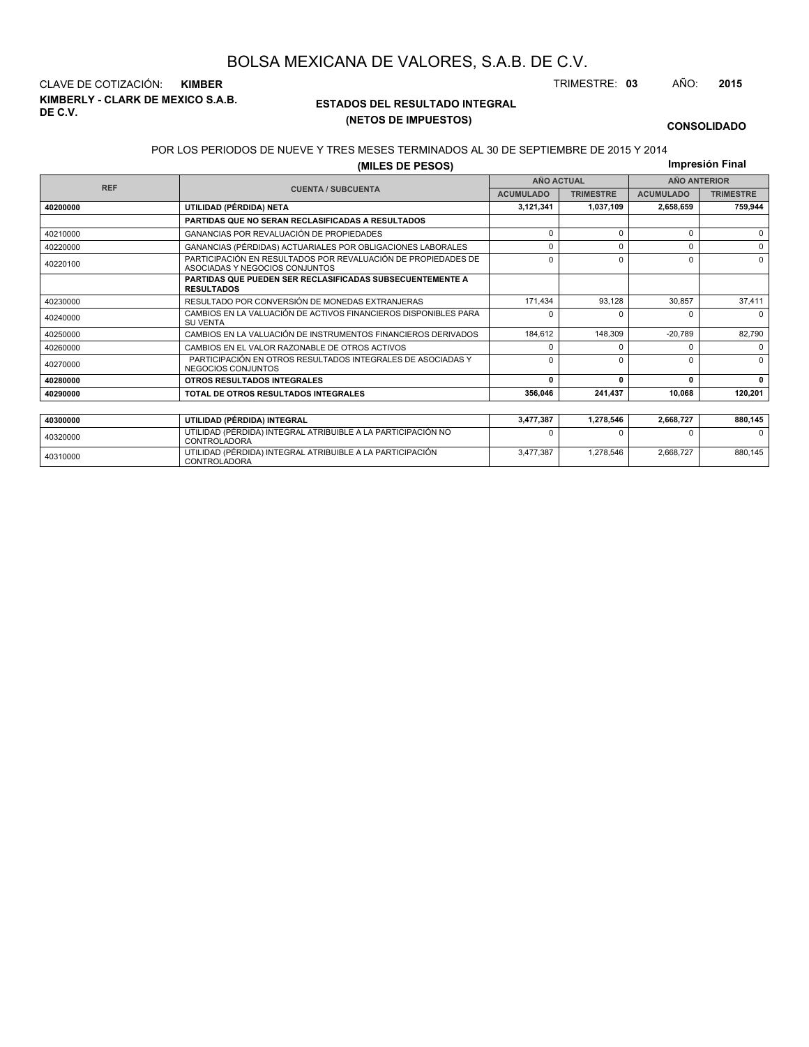# BOLSA MEXICANA DE VALORES, S.A.B. DE C.V.

CLAVE DE COTIZACIÓN: **KIMBER**

TRIMESTRE: **03** AÑO: **2015**

**KIMBERLY - CLARK DE MEXICO S.A.B. DE C.V.**

## ESTADOS DEL RESULTADO INTEGRAL
## (NETOS DE IMPUESTOS)

**CONSOLIDADO**

POR LOS PERIODOS DE NUEVE Y TRES MESES TERMINADOS AL 30 DE SEPTIEMBRE DE 2015 Y 2014

**(MILES DE PESOS)**

**Impresión Final**

| REF | CUENTA / SUBCUENTA | AÑO ACTUAL | | AÑO ANTERIOR | |
|---|---|---|---|---|---|
| | | ACUMULADO | TRIMESTRE | ACUMULADO | TRIMESTRE |
| **40200000** | **UTILIDAD (PÉRDIDA) NETA** | **3,121,341** | **1,037,109** | **2,658,659** | **759,944** |
| | **PARTIDAS QUE NO SERAN RECLASIFICADAS A RESULTADOS** | | | | |
| 40210000 | GANANCIAS POR REVALUACIÓN DE PROPIEDADES | 0 | 0 | 0 | 0 |
| 40220000 | GANANCIAS (PÉRDIDAS) ACTUARIALES POR OBLIGACIONES LABORALES | 0 | 0 | 0 | 0 |
| 40220100 | PARTICIPACIÓN EN RESULTADOS POR REVALUACIÓN DE PROPIEDADES DE ASOCIADAS Y NEGOCIOS CONJUNTOS | 0 | 0 | 0 | 0 |
| | **PARTIDAS QUE PUEDEN SER RECLASIFICADAS SUBSECUENTEMENTE A RESULTADOS** | | | | |
| 40230000 | RESULTADO POR CONVERSIÓN DE MONEDAS EXTRANJERAS | 171,434 | 93,128 | 30,857 | 37,411 |
| 40240000 | CAMBIOS EN LA VALUACIÓN DE ACTIVOS FINANCIEROS DISPONIBLES PARA SU VENTA | 0 | 0 | 0 | 0 |
| 40250000 | CAMBIOS EN LA VALUACIÓN DE INSTRUMENTOS FINANCIEROS DERIVADOS | 184,612 | 148,309 | -20,789 | 82,790 |
| 40260000 | CAMBIOS EN EL VALOR RAZONABLE DE OTROS ACTIVOS | 0 | 0 | 0 | 0 |
| 40270000 | PARTICIPACIÓN EN OTROS RESULTADOS INTEGRALES DE ASOCIADAS Y NEGOCIOS CONJUNTOS | 0 | 0 | 0 | 0 |
| **40280000** | **OTROS RESULTADOS INTEGRALES** | **0** | **0** | **0** | **0** |
| **40290000** | **TOTAL DE OTROS RESULTADOS INTEGRALES** | **356,046** | **241,437** | **10,068** | **120,201** |
| **40300000** | **UTILIDAD (PÉRDIDA) INTEGRAL** | **3,477,387** | **1,278,546** | **2,668,727** | **880,145** |
| 40320000 | UTILIDAD (PÉRDIDA) INTEGRAL ATRIBUIBLE A LA PARTICIPACIÓN NO CONTROLADORA | 0 | 0 | 0 | 0 |
| 40310000 | UTILIDAD (PÉRDIDA) INTEGRAL ATRIBUIBLE A LA PARTICIPACIÓN CONTROLADORA | 3,477,387 | 1,278,546 | 2,668,727 | 880,145 |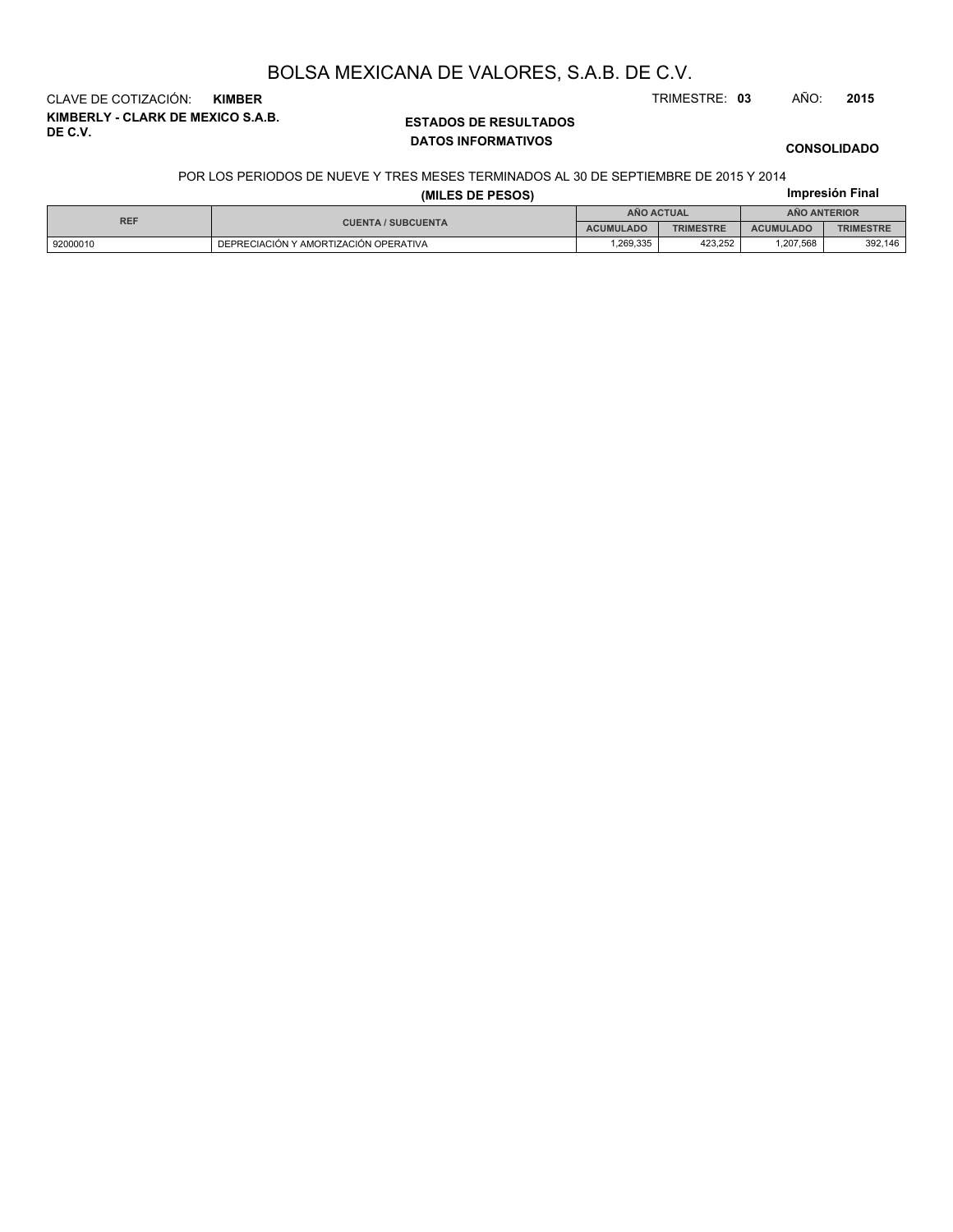# BOLSA MEXICANA DE VALORES, S.A.B. DE C.V.

CLAVE DE COTIZACIÓN: **KIMBER**

TRIMESTRE: **03** AÑO: **2015**

**KIMBERLY - CLARK DE MEXICO S.A.B. DE C.V.**

## ESTADOS DE RESULTADOS
### DATOS INFORMATIVOS

**CONSOLIDADO**

POR LOS PERIODOS DE NUEVE Y TRES MESES TERMINADOS AL 30 DE SEPTIEMBRE DE 2015 Y 2014

**(MILES DE PESOS)**

**Impresión Final**

| REF | CUENTA / SUBCUENTA | AÑO ACTUAL | | AÑO ANTERIOR | |
|---|---|---|---|---|---|
| | | ACUMULADO | TRIMESTRE | ACUMULADO | TRIMESTRE |
| 92000010 | DEPRECIACIÓN Y AMORTIZACIÓN OPERATIVA | 1,269,335 | 423,252 | 1,207,568 | 392,146 |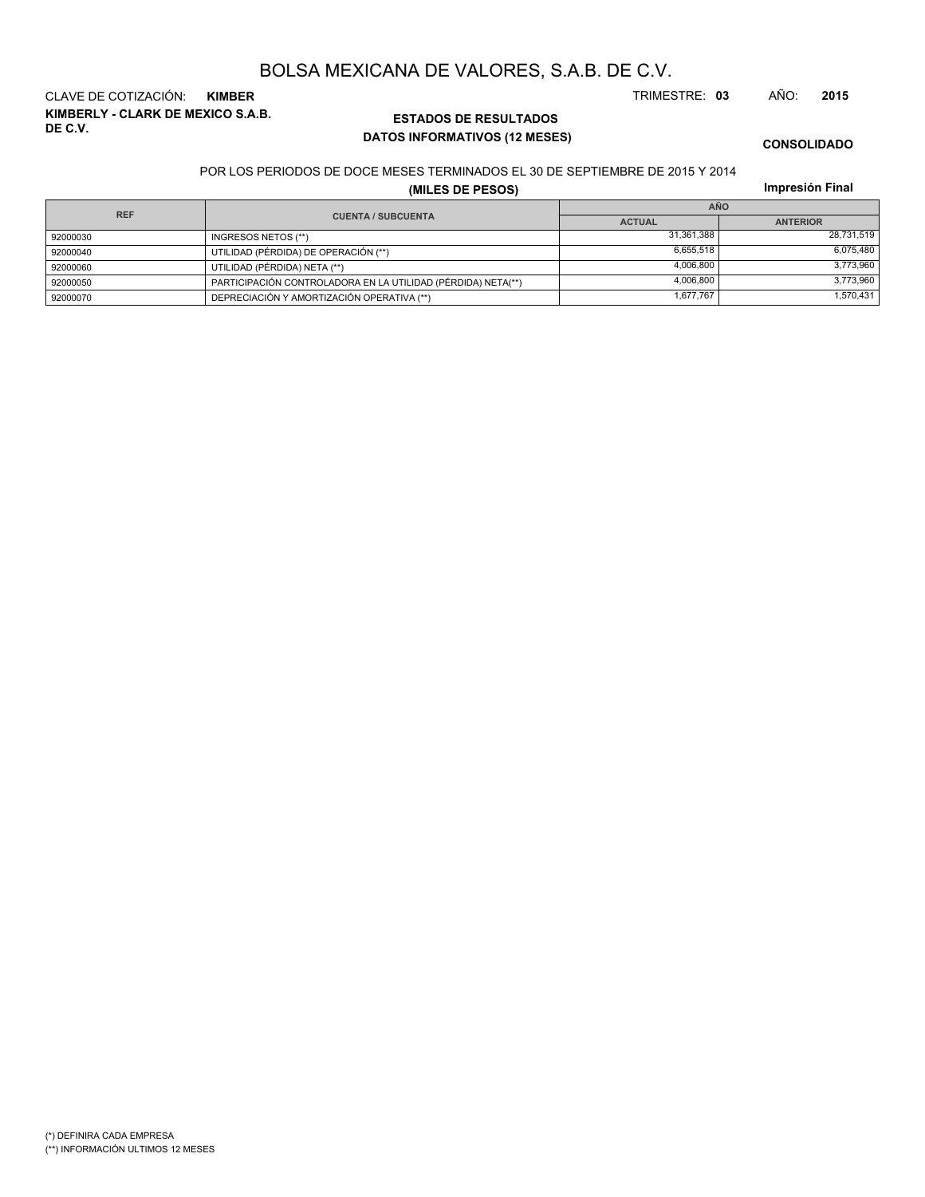# BOLSA MEXICANA DE VALORES, S.A.B. DE C.V.

CLAVE DE COTIZACIÓN: **KIMBER**

TRIMESTRE: **03** AÑO: **2015**

**KIMBERLY - CLARK DE MEXICO S.A.B. DE C.V.**

## ESTADOS DE RESULTADOS
### DATOS INFORMATIVOS (12 MESES)

**CONSOLIDADO**

POR LOS PERIODOS DE DOCE MESES TERMINADOS EL 30 DE SEPTIEMBRE DE 2015 Y 2014

**(MILES DE PESOS)**

**Impresión Final**

| REF | CUENTA / SUBCUENTA | AÑO | |
|---|---|---|---|
| | | ACTUAL | ANTERIOR |
| 92000030 | INGRESOS NETOS (**) | 31,361,388 | 28,731,519 |
| 92000040 | UTILIDAD (PÉRDIDA) DE OPERACIÓN (**) | 6,655,518 | 6,075,480 |
| 92000060 | UTILIDAD (PÉRDIDA) NETA (**) | 4,006,800 | 3,773,960 |
| 92000050 | PARTICIPACIÓN CONTROLADORA EN LA UTILIDAD (PÉRDIDA) NETA(**) | 4,006,800 | 3,773,960 |
| 92000070 | DEPRECIACIÓN Y AMORTIZACIÓN OPERATIVA (**) | 1,677,767 | 1,570,431 |

(*) DEFINIRA CADA EMPRESA

(**) INFORMACIÓN ULTIMOS 12 MESES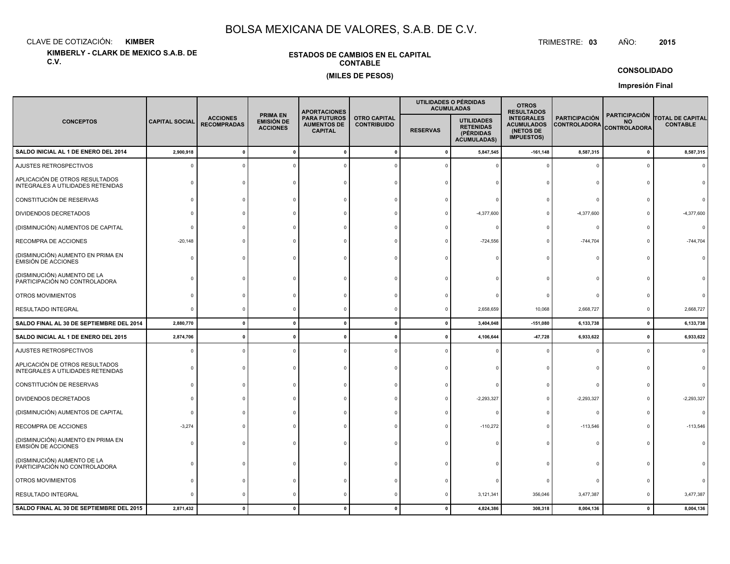# BOLSA MEXICANA DE VALORES, S.A.B. DE C.V.

CLAVE DE COTIZACIÓN: **KIMBER**

TRIMESTRE: **03** AÑO: **2015**

**KIMBERLY - CLARK DE MEXICO S.A.B. DE C.V.**

**ESTADOS DE CAMBIOS EN EL CAPITAL CONTABLE**

**(MILES DE PESOS)**

**CONSOLIDADO**

**Impresión Final**

| CONCEPTOS | CAPITAL SOCIAL | ACCIONES RECOMPRADAS | PRIMA EN EMISIÓN DE ACCIONES | APORTACIONES PARA FUTUROS AUMENTOS DE CAPITAL | OTRO CAPITAL CONTRIBUIDO | UTILIDADES O PÉRDIDAS ACUMULADAS | | OTROS RESULTADOS INTEGRALES ACUMULADOS (NETOS DE IMPUESTOS) | PARTICIPACIÓN CONTROLADORA | PARTICIPACIÓN NO CONTROLADORA | TOTAL DE CAPITAL CONTABLE |
|---|---|---|---|---|---|---|---|---|---|---|---|
| | | | | | | RESERVAS | UTILIDADES RETENIDAS (PÉRDIDAS ACUMULADAS) | | | | |
| **SALDO INICIAL AL 1 DE ENERO DEL 2014** | **2,900,918** | **0** | **0** | **0** | **0** | **0** | **5,847,545** | **-161,148** | **8,587,315** | **0** | **8,587,315** |
| AJUSTES RETROSPECTIVOS | 0 | 0 | 0 | 0 | 0 | 0 | 0 | 0 | 0 | 0 | 0 |
| APLICACIÓN DE OTROS RESULTADOS INTEGRALES A UTILIDADES RETENIDAS | 0 | 0 | 0 | 0 | 0 | 0 | 0 | 0 | 0 | 0 | 0 |
| CONSTITUCIÓN DE RESERVAS | 0 | 0 | 0 | 0 | 0 | 0 | 0 | 0 | 0 | 0 | 0 |
| DIVIDENDOS DECRETADOS | 0 | 0 | 0 | 0 | 0 | 0 | -4,377,600 | 0 | -4,377,600 | 0 | -4,377,600 |
| (DISMINUCIÓN) AUMENTOS DE CAPITAL | 0 | 0 | 0 | 0 | 0 | 0 | 0 | 0 | 0 | 0 | 0 |
| RECOMPRA DE ACCIONES | -20,148 | 0 | 0 | 0 | 0 | 0 | -724,556 | 0 | -744,704 | 0 | -744,704 |
| (DISMINUCIÓN) AUMENTO EN PRIMA EN EMISIÓN DE ACCIONES | 0 | 0 | 0 | 0 | 0 | 0 | 0 | 0 | 0 | 0 | 0 |
| (DISMINUCIÓN) AUMENTO DE LA PARTICIPACIÓN NO CONTROLADORA | 0 | 0 | 0 | 0 | 0 | 0 | 0 | 0 | 0 | 0 | 0 |
| OTROS MOVIMIENTOS | 0 | 0 | 0 | 0 | 0 | 0 | 0 | 0 | 0 | 0 | 0 |
| RESULTADO INTEGRAL | 0 | 0 | 0 | 0 | 0 | 0 | 2,658,659 | 10,068 | 2,668,727 | 0 | 2,668,727 |
| **SALDO FINAL AL 30 DE SEPTIEMBRE DEL 2014** | **2,880,770** | **0** | **0** | **0** | **0** | **0** | **3,404,048** | **-151,080** | **6,133,738** | **0** | **6,133,738** |
| **SALDO INICIAL AL 1 DE ENERO DEL 2015** | **2,874,706** | **0** | **0** | **0** | **0** | **0** | **4,106,644** | **-47,728** | **6,933,622** | **0** | **6,933,622** |
| AJUSTES RETROSPECTIVOS | 0 | 0 | 0 | 0 | 0 | 0 | 0 | 0 | 0 | 0 | 0 |
| APLICACIÓN DE OTROS RESULTADOS INTEGRALES A UTILIDADES RETENIDAS | 0 | 0 | 0 | 0 | 0 | 0 | 0 | 0 | 0 | 0 | 0 |
| CONSTITUCIÓN DE RESERVAS | 0 | 0 | 0 | 0 | 0 | 0 | 0 | 0 | 0 | 0 | 0 |
| DIVIDENDOS DECRETADOS | 0 | 0 | 0 | 0 | 0 | 0 | -2,293,327 | 0 | -2,293,327 | 0 | -2,293,327 |
| (DISMINUCIÓN) AUMENTOS DE CAPITAL | 0 | 0 | 0 | 0 | 0 | 0 | 0 | 0 | 0 | 0 | 0 |
| RECOMPRA DE ACCIONES | -3,274 | 0 | 0 | 0 | 0 | 0 | -110,272 | 0 | -113,546 | 0 | -113,546 |
| (DISMINUCIÓN) AUMENTO EN PRIMA EN EMISIÓN DE ACCIONES | 0 | 0 | 0 | 0 | 0 | 0 | 0 | 0 | 0 | 0 | 0 |
| (DISMINUCIÓN) AUMENTO DE LA PARTICIPACIÓN NO CONTROLADORA | 0 | 0 | 0 | 0 | 0 | 0 | 0 | 0 | 0 | 0 | 0 |
| OTROS MOVIMIENTOS | 0 | 0 | 0 | 0 | 0 | 0 | 0 | 0 | 0 | 0 | 0 |
| RESULTADO INTEGRAL | 0 | 0 | 0 | 0 | 0 | 0 | 3,121,341 | 356,046 | 3,477,387 | 0 | 3,477,387 |
| **SALDO FINAL AL 30 DE SEPTIEMBRE DEL 2015** | **2,871,432** | **0** | **0** | **0** | **0** | **0** | **4,824,386** | **308,318** | **8,004,136** | **0** | **8,004,136** |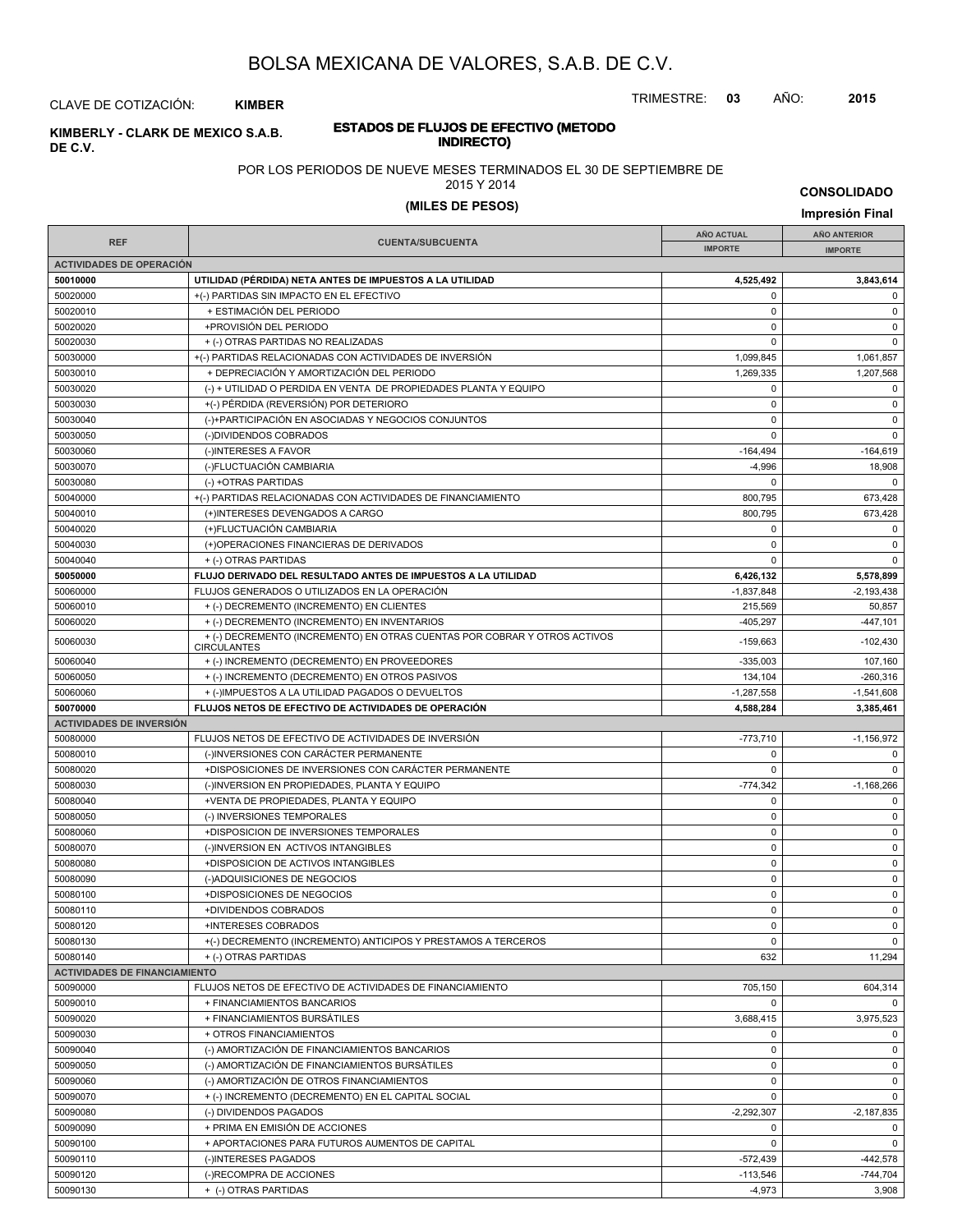# BOLSA MEXICANA DE VALORES, S.A.B. DE C.V.

CLAVE DE COTIZACIÓN: **KIMBER**

TRIMESTRE: **03** AÑO: **2015**

**KIMBERLY - CLARK DE MEXICO S.A.B. DE C.V.**

## ESTADOS DE FLUJOS DE EFECTIVO (METODO INDIRECTO)

POR LOS PERIODOS DE NUEVE MESES TERMINADOS EL 30 DE SEPTIEMBRE DE 2015 Y 2014

**(MILES DE PESOS)**

**CONSOLIDADO**

**Impresión Final**

| REF | CUENTA/SUBCUENTA | AÑO ACTUAL IMPORTE | AÑO ANTERIOR IMPORTE |
|---|---|---|---|
| **ACTIVIDADES DE OPERACIÓN** | | | |
| **50010000** | **UTILIDAD (PÉRDIDA) NETA ANTES DE IMPUESTOS A LA UTILIDAD** | **4,525,492** | **3,843,614** |
| 50020000 | +(-) PARTIDAS SIN IMPACTO EN EL EFECTIVO | 0 | 0 |
| 50020010 | + ESTIMACIÓN DEL PERIODO | 0 | 0 |
| 50020020 | +PROVISIÓN DEL PERIODO | 0 | 0 |
| 50020030 | + (-) OTRAS PARTIDAS NO REALIZADAS | 0 | 0 |
| 50030000 | +(-) PARTIDAS RELACIONADAS CON ACTIVIDADES DE INVERSIÓN | 1,099,845 | 1,061,857 |
| 50030010 | + DEPRECIACIÓN Y AMORTIZACIÓN DEL PERIODO | 1,269,335 | 1,207,568 |
| 50030020 | (-) + UTILIDAD O PERDIDA EN VENTA DE PROPIEDADES PLANTA Y EQUIPO | 0 | 0 |
| 50030030 | +(-) PÉRDIDA (REVERSIÓN) POR DETERIORO | 0 | 0 |
| 50030040 | (-)+PARTICIPACIÓN EN ASOCIADAS Y NEGOCIOS CONJUNTOS | 0 | 0 |
| 50030050 | (-)DIVIDENDOS COBRADOS | 0 | 0 |
| 50030060 | (-)INTERESES A FAVOR | -164,494 | -164,619 |
| 50030070 | (-)FLUCTUACIÓN CAMBIARIA | -4,996 | 18,908 |
| 50030080 | (-) +OTRAS PARTIDAS | 0 | 0 |
| 50040000 | +(-) PARTIDAS RELACIONADAS CON ACTIVIDADES DE FINANCIAMIENTO | 800,795 | 673,428 |
| 50040010 | (+)INTERESES DEVENGADOS A CARGO | 800,795 | 673,428 |
| 50040020 | (+)FLUCTUACIÓN CAMBIARIA | 0 | 0 |
| 50040030 | (+)OPERACIONES FINANCIERAS DE DERIVADOS | 0 | 0 |
| 50040040 | + (-) OTRAS PARTIDAS | 0 | 0 |
| **50050000** | **FLUJO DERIVADO DEL RESULTADO ANTES DE IMPUESTOS A LA UTILIDAD** | **6,426,132** | **5,578,899** |
| 50060000 | FLUJOS GENERADOS O UTILIZADOS EN LA OPERACIÓN | -1,837,848 | -2,193,438 |
| 50060010 | + (-) DECREMENTO (INCREMENTO) EN CLIENTES | 215,569 | 50,857 |
| 50060020 | + (-) DECREMENTO (INCREMENTO) EN INVENTARIOS | -405,297 | -447,101 |
| 50060030 | + (-) DECREMENTO (INCREMENTO) EN OTRAS CUENTAS POR COBRAR Y OTROS ACTIVOS CIRCULANTES | -159,663 | -102,430 |
| 50060040 | + (-) INCREMENTO (DECREMENTO) EN PROVEEDORES | -335,003 | 107,160 |
| 50060050 | + (-) INCREMENTO (DECREMENTO) EN OTROS PASIVOS | 134,104 | -260,316 |
| 50060060 | + (-)IMPUESTOS A LA UTILIDAD PAGADOS O DEVUELTOS | -1,287,558 | -1,541,608 |
| **50070000** | **FLUJOS NETOS DE EFECTIVO DE ACTIVIDADES DE OPERACIÓN** | **4,588,284** | **3,385,461** |
| **ACTIVIDADES DE INVERSIÓN** | | | |
| 50080000 | FLUJOS NETOS DE EFECTIVO DE ACTIVIDADES DE INVERSIÓN | -773,710 | -1,156,972 |
| 50080010 | (-)INVERSIONES CON CARÁCTER PERMANENTE | 0 | 0 |
| 50080020 | +DISPOSICIONES DE INVERSIONES CON CARÁCTER PERMANENTE | 0 | 0 |
| 50080030 | (-)INVERSION EN PROPIEDADES, PLANTA Y EQUIPO | -774,342 | -1,168,266 |
| 50080040 | +VENTA DE PROPIEDADES, PLANTA Y EQUIPO | 0 | 0 |
| 50080050 | (-) INVERSIONES TEMPORALES | 0 | 0 |
| 50080060 | +DISPOSICION DE INVERSIONES TEMPORALES | 0 | 0 |
| 50080070 | (-)INVERSION EN ACTIVOS INTANGIBLES | 0 | 0 |
| 50080080 | +DISPOSICION DE ACTIVOS INTANGIBLES | 0 | 0 |
| 50080090 | (-)ADQUISICIONES DE NEGOCIOS | 0 | 0 |
| 50080100 | +DISPOSICIONES DE NEGOCIOS | 0 | 0 |
| 50080110 | +DIVIDENDOS COBRADOS | 0 | 0 |
| 50080120 | +INTERESES COBRADOS | 0 | 0 |
| 50080130 | +(-) DECREMENTO (INCREMENTO) ANTICIPOS Y PRESTAMOS A TERCEROS | 0 | 0 |
| 50080140 | + (-) OTRAS PARTIDAS | 632 | 11,294 |
| **ACTIVIDADES DE FINANCIAMIENTO** | | | |
| 50090000 | FLUJOS NETOS DE EFECTIVO DE ACTIVIDADES DE FINANCIAMIENTO | 705,150 | 604,314 |
| 50090010 | + FINANCIAMIENTOS BANCARIOS | 0 | 0 |
| 50090020 | + FINANCIAMIENTOS BURSÁTILES | 3,688,415 | 3,975,523 |
| 50090030 | + OTROS FINANCIAMIENTOS | 0 | 0 |
| 50090040 | (-) AMORTIZACIÓN DE FINANCIAMIENTOS BANCARIOS | 0 | 0 |
| 50090050 | (-) AMORTIZACIÓN DE FINANCIAMIENTOS BURSÁTILES | 0 | 0 |
| 50090060 | (-) AMORTIZACIÓN DE OTROS FINANCIAMIENTOS | 0 | 0 |
| 50090070 | + (-) INCREMENTO (DECREMENTO) EN EL CAPITAL SOCIAL | 0 | 0 |
| 50090080 | (-) DIVIDENDOS PAGADOS | -2,292,307 | -2,187,835 |
| 50090090 | + PRIMA EN EMISIÓN DE ACCIONES | 0 | 0 |
| 50090100 | + APORTACIONES PARA FUTUROS AUMENTOS DE CAPITAL | 0 | 0 |
| 50090110 | (-)INTERESES PAGADOS | -572,439 | -442,578 |
| 50090120 | (-)RECOMPRA DE ACCIONES | -113,546 | -744,704 |
| 50090130 | + (-) OTRAS PARTIDAS | -4,973 | 3,908 |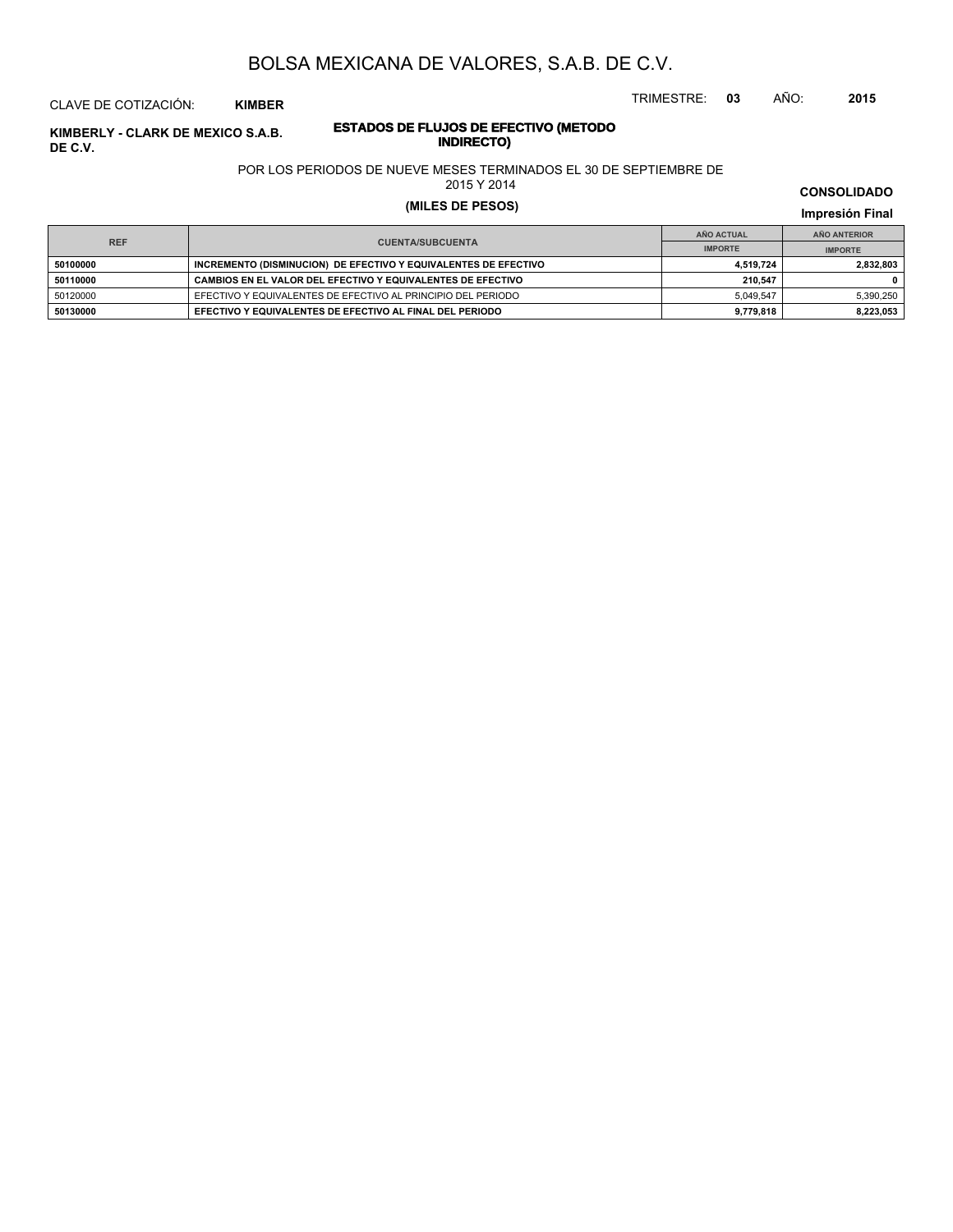# BOLSA MEXICANA DE VALORES, S.A.B. DE C.V.

CLAVE DE COTIZACIÓN: **KIMBER**

TRIMESTRE: **03** AÑO: **2015**

**KIMBERLY - CLARK DE MEXICO S.A.B. DE C.V.**

## ESTADOS DE FLUJOS DE EFECTIVO (METODO INDIRECTO)

POR LOS PERIODOS DE NUEVE MESES TERMINADOS EL 30 DE SEPTIEMBRE DE 2015 Y 2014

**(MILES DE PESOS)**

**CONSOLIDADO**

**Impresión Final**

| REF | CUENTA/SUBCUENTA | AÑO ACTUAL | AÑO ANTERIOR |
|---|---|---|---|
| | | IMPORTE | IMPORTE |
| **50100000** | **INCREMENTO (DISMINUCION) DE EFECTIVO Y EQUIVALENTES DE EFECTIVO** | **4,519,724** | **2,832,803** |
| **50110000** | **CAMBIOS EN EL VALOR DEL EFECTIVO Y EQUIVALENTES DE EFECTIVO** | **210,547** | **0** |
| 50120000 | EFECTIVO Y EQUIVALENTES DE EFECTIVO AL PRINCIPIO DEL PERIODO | 5,049,547 | 5,390,250 |
| **50130000** | **EFECTIVO Y EQUIVALENTES DE EFECTIVO AL FINAL DEL PERIODO** | **9,779,818** | **8,223,053** |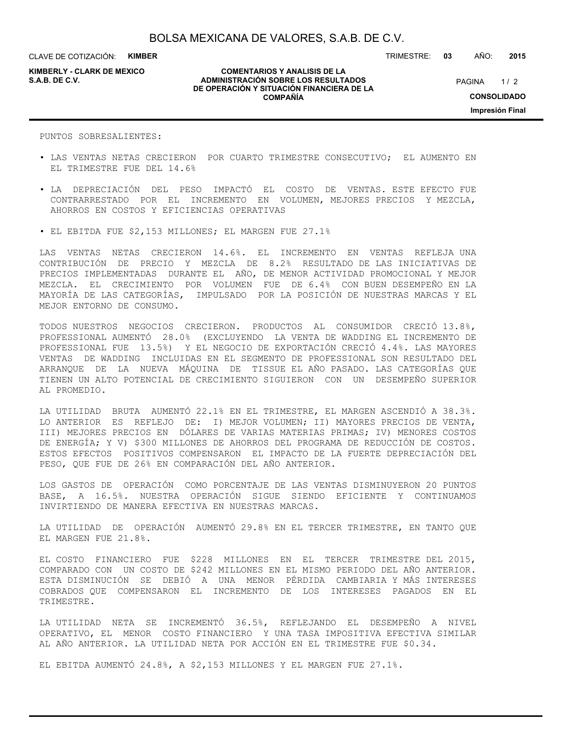PUNTOS SOBRESALIENTES:

- LAS VENTAS NETAS CRECIERON POR CUARTO TRIMESTRE CONSECUTIVO; EL AUMENTO EN EL TRIMESTRE FUE DEL 14.6%
- LA DEPRECIACIÓN DEL PESO IMPACTÓ EL COSTO DE VENTAS. ESTE EFECTO FUE CONTRARRESTADO POR EL INCREMENTO EN VOLUMEN, MEJORES PRECIOS Y MEZCLA, AHORROS EN COSTOS Y EFICIENCIAS OPERATIVAS
- EL EBITDA FUE $2,153 MILLONES; EL MARGEN FUE 27.1%

LAS VENTAS NETAS CRECIERON 14.6%. EL INCREMENTO EN VENTAS REFLEJA UNA CONTRIBUCIÓN DE PRECIO Y MEZCLA DE 8.2% RESULTADO DE LAS INICIATIVAS DE PRECIOS IMPLEMENTADAS DURANTE EL AÑO, DE MENOR ACTIVIDAD PROMOCIONAL Y MEJOR MEZCLA. EL CRECIMIENTO POR VOLUMEN FUE DE 6.4% CON BUEN DESEMPEÑO EN LA MAYORÍA DE LAS CATEGORÍAS, IMPULSADO POR LA POSICIÓN DE NUESTRAS MARCAS Y EL MEJOR ENTORNO DE CONSUMO.

TODOS NUESTROS NEGOCIOS CRECIERON. PRODUCTOS AL CONSUMIDOR CRECIÓ 13.8%, PROFESSIONAL AUMENTÓ 28.0% (EXCLUYENDO LA VENTA DE WADDING EL INCREMENTO DE PROFESSIONAL FUE 13.5%) Y EL NEGOCIO DE EXPORTACIÓN CRECIÓ 4.4%. LAS MAYORES VENTAS DE WADDING INCLUIDAS EN EL SEGMENTO DE PROFESSIONAL SON RESULTADO DEL ARRANQUE DE LA NUEVA MÁQUINA DE TISSUE EL AÑO PASADO. LAS CATEGORÍAS QUE TIENEN UN ALTO POTENCIAL DE CRECIMIENTO SIGUIERON CON UN DESEMPEÑO SUPERIOR AL PROMEDIO.

LA UTILIDAD BRUTA AUMENTÓ 22.1% EN EL TRIMESTRE, EL MARGEN ASCENDIÓ A 38.3%. LO ANTERIOR ES REFLEJO DE: I) MEJOR VOLUMEN; II) MAYORES PRECIOS DE VENTA, III) MEJORES PRECIOS EN DÓLARES DE VARIAS MATERIAS PRIMAS; IV) MENORES COSTOS DE ENERGÍA; Y V) $300 MILLONES DE AHORROS DEL PROGRAMA DE REDUCCIÓN DE COSTOS. ESTOS EFECTOS POSITIVOS COMPENSARON EL IMPACTO DE LA FUERTE DEPRECIACIÓN DEL PESO, QUE FUE DE 26% EN COMPARACIÓN DEL AÑO ANTERIOR.

LOS GASTOS DE OPERACIÓN COMO PORCENTAJE DE LAS VENTAS DISMINUYERON 20 PUNTOS BASE, A 16.5%. NUESTRA OPERACIÓN SIGUE SIENDO EFICIENTE Y CONTINUAMOS INVIRTIENDO DE MANERA EFECTIVA EN NUESTRAS MARCAS.

LA UTILIDAD DE OPERACIÓN AUMENTÓ 29.8% EN EL TERCER TRIMESTRE, EN TANTO QUE EL MARGEN FUE 21.8%.

EL COSTO FINANCIERO FUE $228 MILLONES EN EL TERCER TRIMESTRE DEL 2015, COMPARADO CON UN COSTO DE $242 MILLONES EN EL MISMO PERIODO DEL AÑO ANTERIOR. ESTA DISMINUCIÓN SE DEBIÓ A UNA MENOR PÉRDIDA CAMBIARIA Y MÁS INTERESES COBRADOS QUE COMPENSARON EL INCREMENTO DE LOS INTERESES PAGADOS EN EL TRIMESTRE.

LA UTILIDAD NETA SE INCREMENTÓ 36.5%, REFLEJANDO EL DESEMPEÑO A NIVEL OPERATIVO, EL MENOR COSTO FINANCIERO Y UNA TASA IMPOSITIVA EFECTIVA SIMILAR AL AÑO ANTERIOR. LA UTILIDAD NETA POR ACCIÓN EN EL TRIMESTRE FUE $0.34.

EL EBITDA AUMENTÓ 24.8%, A $2,153 MILLONES Y EL MARGEN FUE 27.1%.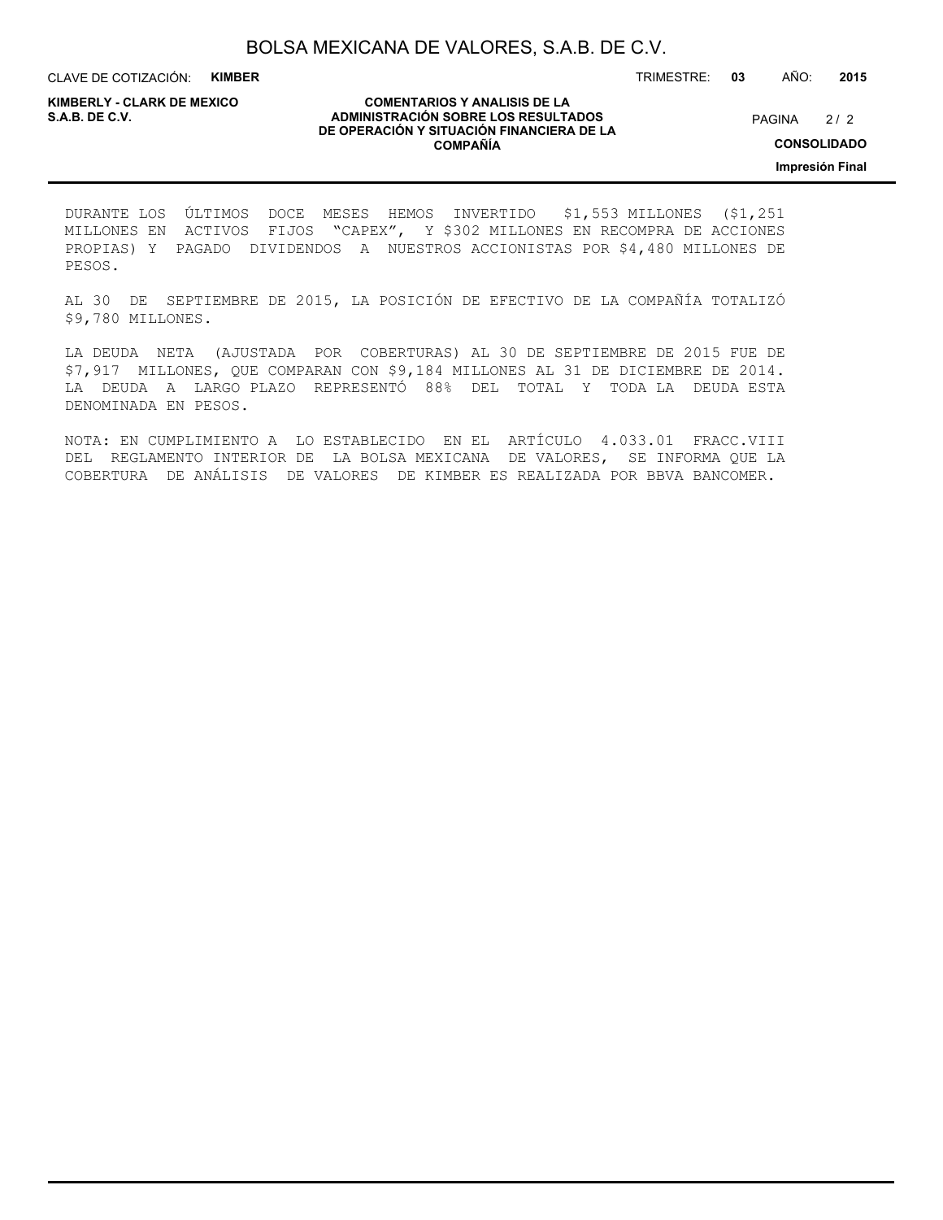DURANTE LOS ÚLTIMOS DOCE MESES HEMOS INVERTIDO $1,553 MILLONES ($1,251 MILLONES EN ACTIVOS FIJOS "CAPEX", Y $302 MILLONES EN RECOMPRA DE ACCIONES PROPIAS) Y PAGADO DIVIDENDOS A NUESTROS ACCIONISTAS POR $4,480 MILLONES DE PESOS.

AL 30 DE SEPTIEMBRE DE 2015, LA POSICIÓN DE EFECTIVO DE LA COMPAÑÍA TOTALIZÓ $9,780 MILLONES.

LA DEUDA NETA (AJUSTADA POR COBERTURAS) AL 30 DE SEPTIEMBRE DE 2015 FUE DE $7,917 MILLONES, QUE COMPARAN CON $9,184 MILLONES AL 31 DE DICIEMBRE DE 2014. LA DEUDA A LARGO PLAZO REPRESENTÓ 88% DEL TOTAL Y TODA LA DEUDA ESTA DENOMINADA EN PESOS.

NOTA: EN CUMPLIMIENTO A LO ESTABLECIDO EN EL ARTÍCULO 4.033.01 FRACC.VIII DEL REGLAMENTO INTERIOR DE LA BOLSA MEXICANA DE VALORES, SE INFORMA QUE LA COBERTURA DE ANÁLISIS DE VALORES DE KIMBER ES REALIZADA POR BBVA BANCOMER.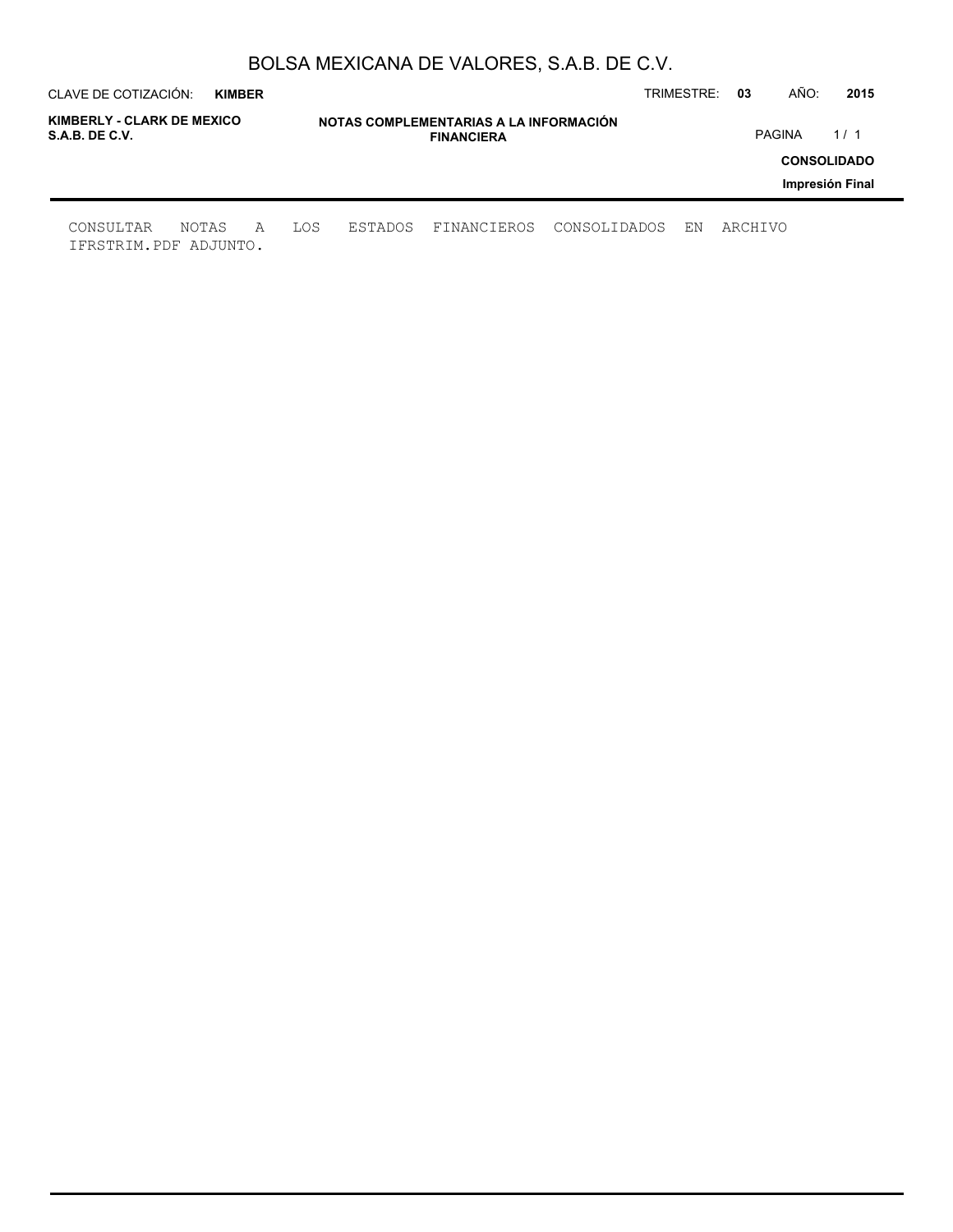CONSULTAR NOTAS A LOS ESTADOS FINANCIEROS CONSOLIDADOS EN ARCHIVO IFRSTRIM.PDF ADJUNTO.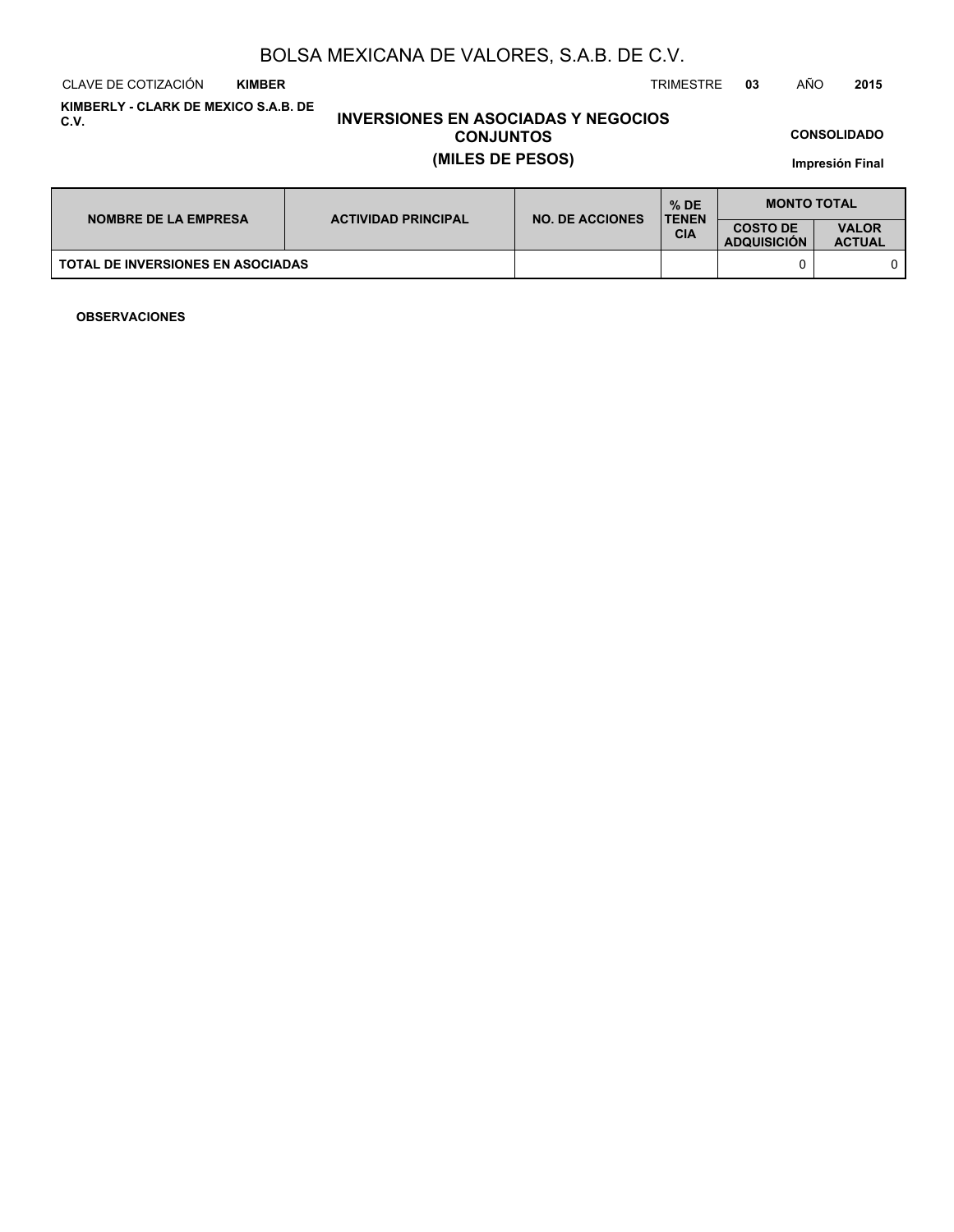# BOLSA MEXICANA DE VALORES, S.A.B. DE C.V.

CLAVE DE COTIZACIÓN **KIMBER** TRIMESTRE **03** AÑO **2015**

**KIMBERLY - CLARK DE MEXICO S.A.B. DE C.V.**

## INVERSIONES EN ASOCIADAS Y NEGOCIOS CONJUNTOS
## (MILES DE PESOS)

**CONSOLIDADO**

**Impresión Final**

| NOMBRE DE LA EMPRESA | ACTIVIDAD PRINCIPAL | NO. DE ACCIONES | % DE TENENCIA | MONTO TOTAL | |
|---|---|---|---|---|---|
| | | | | COSTO DE ADQUISICIÓN | VALOR ACTUAL |
| TOTAL DE INVERSIONES EN ASOCIADAS | | | | 0 | 0 |

**OBSERVACIONES**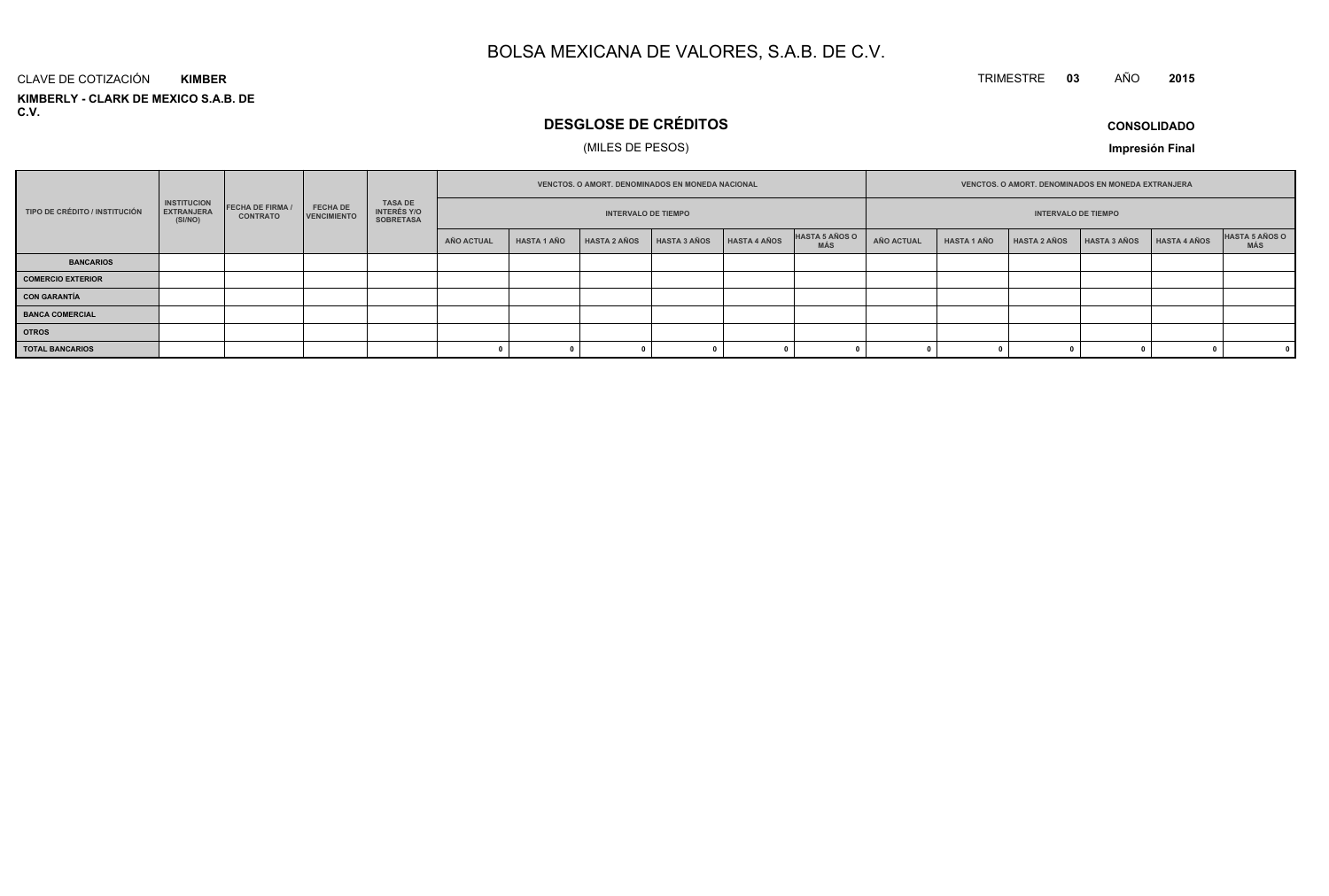# BOLSA MEXICANA DE VALORES, S.A.B. DE C.V.

CLAVE DE COTIZACIÓN **KIMBER**

TRIMESTRE **03** AÑO **2015**

**KIMBERLY - CLARK DE MEXICO S.A.B. DE C.V.**

## DESGLOSE DE CRÉDITOS

(MILES DE PESOS)

**CONSOLIDADO**

**Impresión Final**

| TIPO DE CRÉDITO / INSTITUCIÓN | INSTITUCION EXTRANJERA (SI/NO) | FECHA DE FIRMA / CONTRATO | FECHA DE VENCIMIENTO | TASA DE INTERÉS Y/O SOBRETASA | VENCTOS. O AMORT. DENOMINADOS EN MONEDA NACIONAL | | | | | | VENCTOS. O AMORT. DENOMINADOS EN MONEDA EXTRANJERA | | | | | |
|---|---|---|---|---|---|---|---|---|---|---|---|---|---|---|---|---|
| | | | | | INTERVALO DE TIEMPO | | | | | | INTERVALO DE TIEMPO | | | | | |
| | | | | | AÑO ACTUAL | HASTA 1 AÑO | HASTA 2 AÑOS | HASTA 3 AÑOS | HASTA 4 AÑOS | HASTA 5 AÑOS O MÁS | AÑO ACTUAL | HASTA 1 AÑO | HASTA 2 AÑOS | HASTA 3 AÑOS | HASTA 4 AÑOS | HASTA 5 AÑOS O MÁS |
| **BANCARIOS** | | | | | | | | | | | | | | | | |
| **COMERCIO EXTERIOR** | | | | | | | | | | | | | | | | |
| **CON GARANTÍA** | | | | | | | | | | | | | | | | |
| **BANCA COMERCIAL** | | | | | | | | | | | | | | | | |
| **OTROS** | | | | | | | | | | | | | | | | |
| **TOTAL BANCARIOS** | | | | | 0 | 0 | 0 | 0 | 0 | 0 | 0 | 0 | 0 | 0 | 0 | 0 |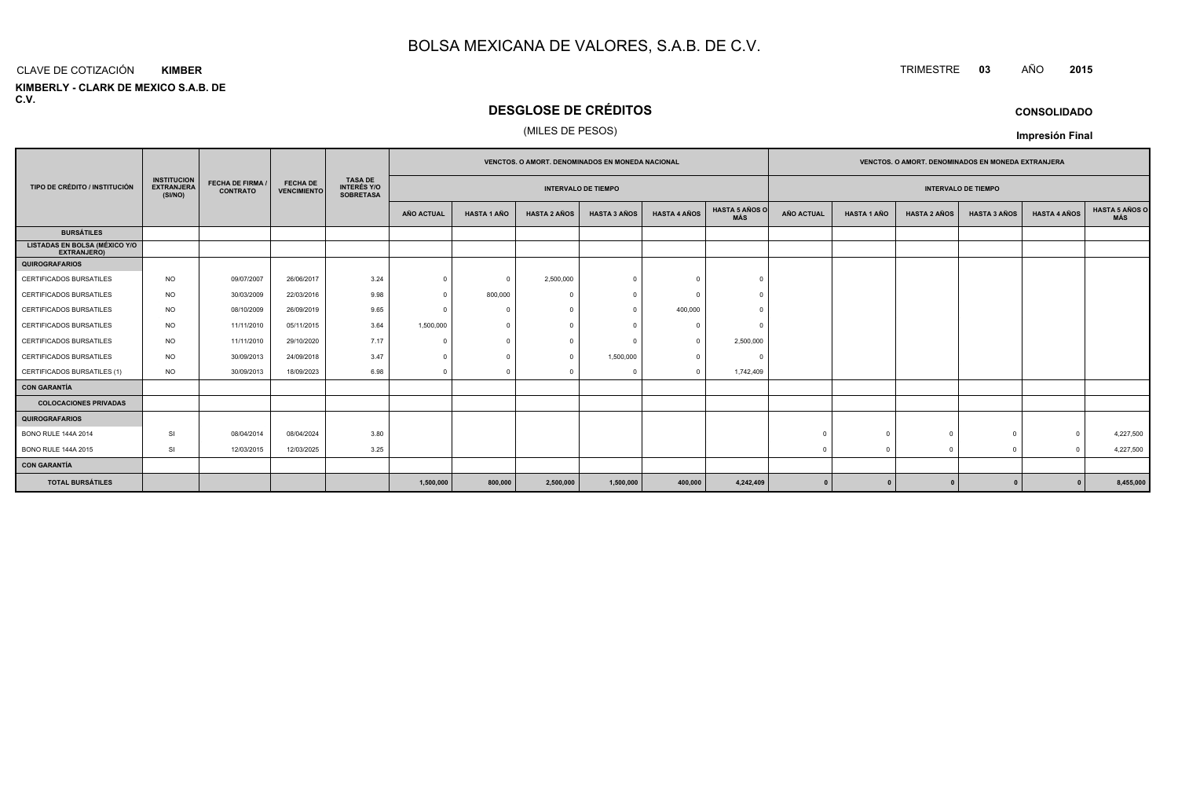# BOLSA MEXICANA DE VALORES, S.A.B. DE C.V.

CLAVE DE COTIZACIÓN **KIMBER**

TRIMESTRE **03** AÑO **2015**

**KIMBERLY - CLARK DE MEXICO S.A.B. DE C.V.**

## DESGLOSE DE CRÉDITOS

(MILES DE PESOS)

**CONSOLIDADO**

**Impresión Final**

| TIPO DE CRÉDITO / INSTITUCIÓN | INSTITUCION EXTRANJERA (SI/NO) | FECHA DE FIRMA / CONTRATO | FECHA DE VENCIMIENTO | TASA DE INTERÉS Y/O SOBRETASA | VENCTOS. O AMORT. DENOMINADOS EN MONEDA NACIONAL | | | | | | VENCTOS. O AMORT. DENOMINADOS EN MONEDA EXTRANJERA | | | | | |
|---|---|---|---|---|---|---|---|---|---|---|---|---|---|---|---|---|
| | | | | | INTERVALO DE TIEMPO | | | | | | INTERVALO DE TIEMPO | | | | | |
| | | | | | AÑO ACTUAL | HASTA 1 AÑO | HASTA 2 AÑOS | HASTA 3 AÑOS | HASTA 4 AÑOS | HASTA 5 AÑOS O MÁS | AÑO ACTUAL | HASTA 1 AÑO | HASTA 2 AÑOS | HASTA 3 AÑOS | HASTA 4 AÑOS | HASTA 5 AÑOS O MÁS |
| **BURSÁTILES** | | | | | | | | | | | | | | | | |
| **LISTADAS EN BOLSA (MÉXICO Y/O EXTRANJERO)** | | | | | | | | | | | | | | | | |
| **QUIROGRAFARIOS** | | | | | | | | | | | | | | | | |
| CERTIFICADOS BURSATILES | NO | 09/07/2007 | 26/06/2017 | 3.24 | 0 | 0 | 2,500,000 | 0 | 0 | 0 | | | | | | |
| CERTIFICADOS BURSATILES | NO | 30/03/2009 | 22/03/2016 | 9.98 | 0 | 800,000 | 0 | 0 | 0 | 0 | | | | | | |
| CERTIFICADOS BURSATILES | NO | 08/10/2009 | 26/09/2019 | 9.65 | 0 | 0 | 0 | 0 | 400,000 | 0 | | | | | | |
| CERTIFICADOS BURSATILES | NO | 11/11/2010 | 05/11/2015 | 3.64 | 1,500,000 | 0 | 0 | 0 | 0 | 0 | | | | | | |
| CERTIFICADOS BURSATILES | NO | 11/11/2010 | 29/10/2020 | 7.17 | 0 | 0 | 0 | 0 | 0 | 2,500,000 | | | | | | |
| CERTIFICADOS BURSATILES | NO | 30/09/2013 | 24/09/2018 | 3.47 | 0 | 0 | 0 | 1,500,000 | 0 | 0 | | | | | | |
| CERTIFICADOS BURSATILES (1) | NO | 30/09/2013 | 18/09/2023 | 6.98 | 0 | 0 | 0 | 0 | 0 | 1,742,409 | | | | | | |
| **CON GARANTÍA** | | | | | | | | | | | | | | | | |
| **COLOCACIONES PRIVADAS** | | | | | | | | | | | | | | | | |
| **QUIROGRAFARIOS** | | | | | | | | | | | | | | | | |
| BONO RULE 144A 2014 | SI | 08/04/2014 | 08/04/2024 | 3.80 | | | | | | | 0 | 0 | 0 | 0 | 0 | 4,227,500 |
| BONO RULE 144A 2015 | SI | 12/03/2015 | 12/03/2025 | 3.25 | | | | | | | 0 | 0 | 0 | 0 | 0 | 4,227,500 |
| **CON GARANTÍA** | | | | | | | | | | | | | | | | |
| **TOTAL BURSÁTILES** | | | | | **1,500,000** | **800,000** | **2,500,000** | **1,500,000** | **400,000** | **4,242,409** | **0** | **0** | **0** | **0** | **0** | **8,455,000** |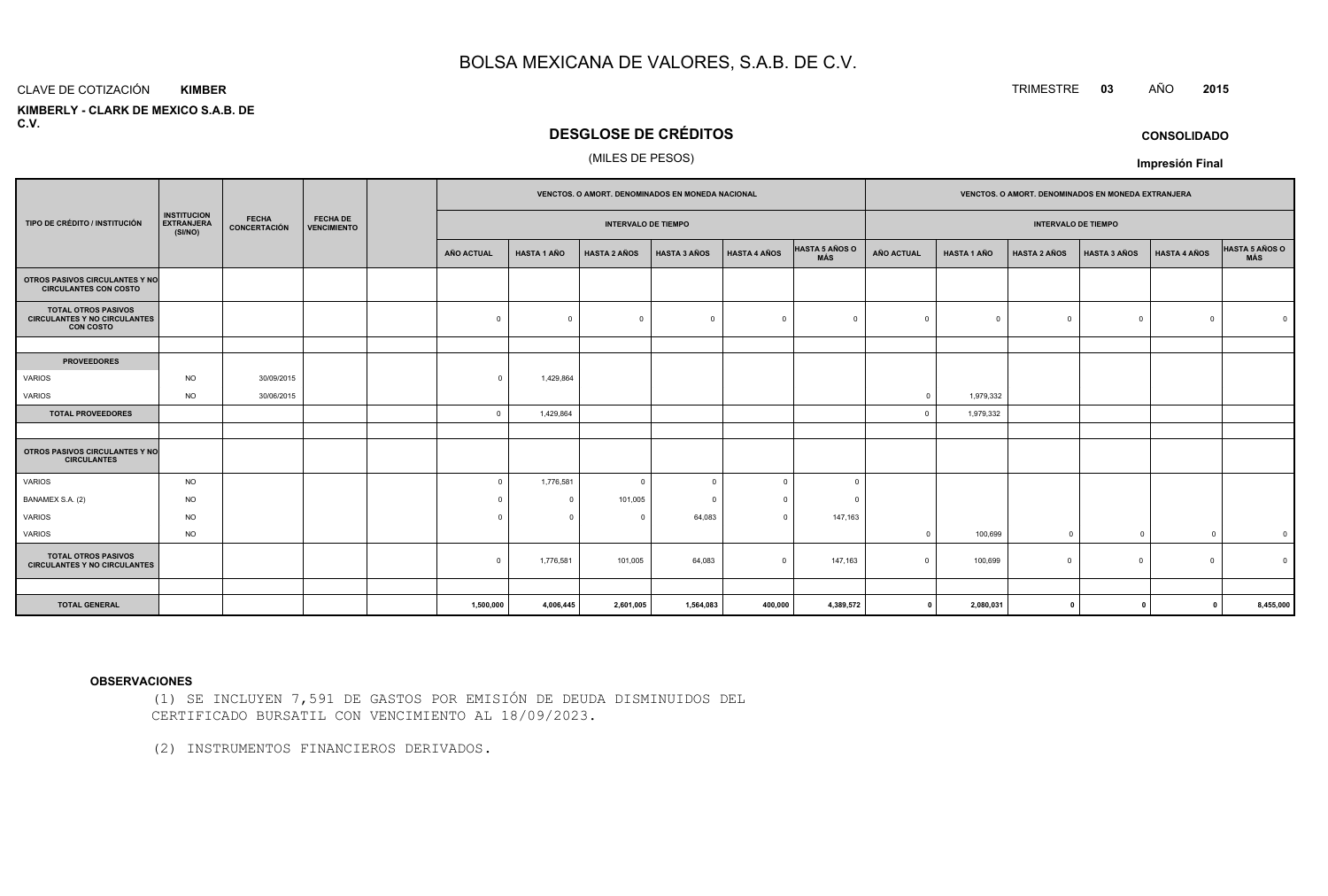# BOLSA MEXICANA DE VALORES, S.A.B. DE C.V.

CLAVE DE COTIZACIÓN **KIMBER**

**KIMBERLY - CLARK DE MEXICO S.A.B. DE C.V.**

TRIMESTRE **03** AÑO **2015**

## DESGLOSE DE CRÉDITOS

(MILES DE PESOS)

**CONSOLIDADO**

**Impresión Final**

| TIPO DE CRÉDITO / INSTITUCIÓN | INSTITUCION EXTRANJERA (SI/NO) | FECHA CONCERTACIÓN | FECHA DE VENCIMIENTO | | VENCTOS. O AMORT. DENOMINADOS EN MONEDA NACIONAL | | | | | | VENCTOS. O AMORT. DENOMINADOS EN MONEDA EXTRANJERA | | | | | |
|---|---|---|---|---|---|---|---|---|---|---|---|---|---|---|---|---|
| | | | | | INTERVALO DE TIEMPO | | | | | | INTERVALO DE TIEMPO | | | | | |
| | | | | | AÑO ACTUAL | HASTA 1 AÑO | HASTA 2 AÑOS | HASTA 3 AÑOS | HASTA 4 AÑOS | HASTA 5 AÑOS O MÁS | AÑO ACTUAL | HASTA 1 AÑO | HASTA 2 AÑOS | HASTA 3 AÑOS | HASTA 4 AÑOS | HASTA 5 AÑOS O MÁS |
| **OTROS PASIVOS CIRCULANTES Y NO CIRCULANTES CON COSTO** | | | | | | | | | | | | | | | | |
| **TOTAL OTROS PASIVOS CIRCULANTES Y NO CIRCULANTES CON COSTO** | | | | | 0 | 0 | 0 | 0 | 0 | 0 | 0 | 0 | 0 | 0 | 0 | 0 |
| | | | | | | | | | | | | | | | | |
| **PROVEEDORES** | | | | | | | | | | | | | | | | |
| VARIOS | NO | 30/09/2015 | | | 0 | 1,429,864 | | | | | | | | | | |
| VARIOS | NO | 30/06/2015 | | | | | | | | | 0 | 1,979,332 | | | | |
| **TOTAL PROVEEDORES** | | | | | 0 | 1,429,864 | | | | | 0 | 1,979,332 | | | | |
| | | | | | | | | | | | | | | | | |
| **OTROS PASIVOS CIRCULANTES Y NO CIRCULANTES** | | | | | | | | | | | | | | | | |
| VARIOS | NO | | | | 0 | 1,776,581 | 0 | 0 | 0 | 0 | | | | | | |
| BANAMEX S.A. (2) | NO | | | | 0 | 0 | 101,005 | 0 | 0 | 0 | | | | | | |
| VARIOS | NO | | | | 0 | 0 | 0 | 64,083 | 0 | 147,163 | | | | | | |
| VARIOS | NO | | | | | | | | | | 0 | 100,699 | 0 | 0 | 0 | 0 |
| **TOTAL OTROS PASIVOS CIRCULANTES Y NO CIRCULANTES** | | | | | 0 | 1,776,581 | 101,005 | 64,083 | 0 | 147,163 | 0 | 100,699 | 0 | 0 | 0 | 0 |
| | | | | | | | | | | | | | | | | |
| **TOTAL GENERAL** | | | | | **1,500,000** | **4,006,445** | **2,601,005** | **1,564,083** | **400,000** | **4,389,572** | **0** | **2,080,031** | **0** | **0** | **0** | **8,455,000** |

**OBSERVACIONES**

(1) SE INCLUYEN 7,591 DE GASTOS POR EMISIÓN DE DEUDA DISMINUIDOS DEL CERTIFICADO BURSATIL CON VENCIMIENTO AL 18/09/2023.

(2) INSTRUMENTOS FINANCIEROS DERIVADOS.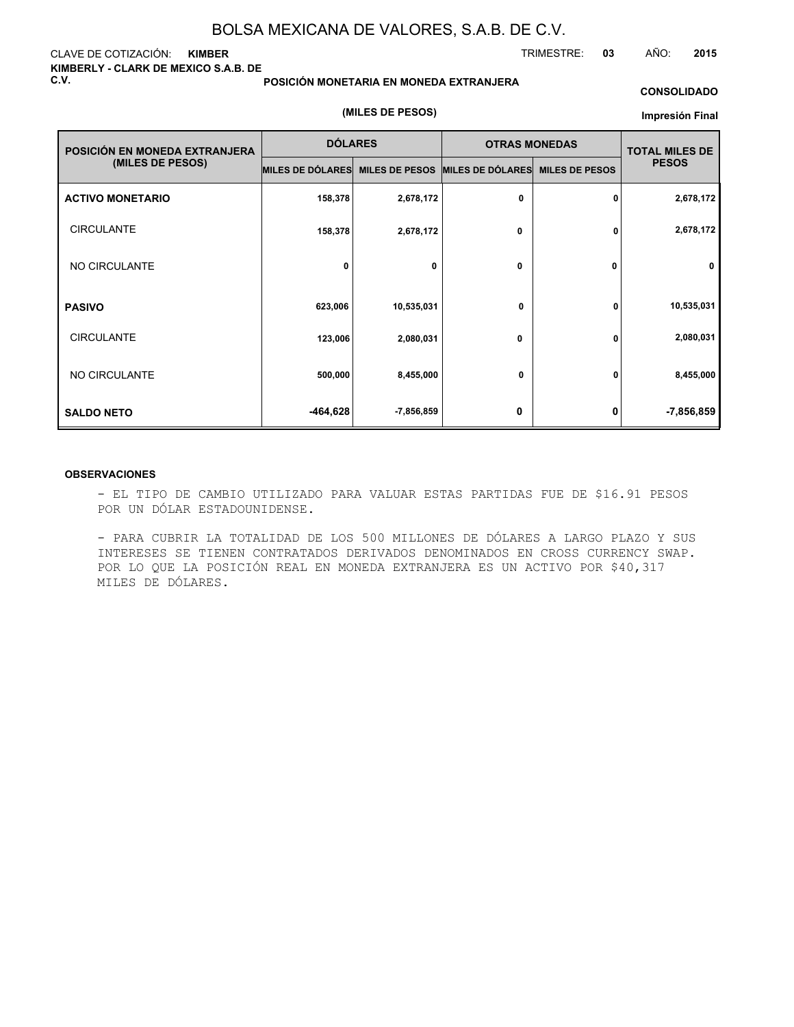# BOLSA MEXICANA DE VALORES, S.A.B. DE C.V.

CLAVE DE COTIZACIÓN: **KIMBER**

TRIMESTRE: **03** AÑO: **2015**

**KIMBERLY - CLARK DE MEXICO S.A.B. DE C.V.**

**POSICIÓN MONETARIA EN MONEDA EXTRANJERA**

**CONSOLIDADO**

**(MILES DE PESOS)**

**Impresión Final**

| POSICIÓN EN MONEDA EXTRANJERA (MILES DE PESOS) | DÓLARES | | OTRAS MONEDAS | | TOTAL MILES DE PESOS |
|---|---|---|---|---|---|
| | MILES DE DÓLARES | MILES DE PESOS | MILES DE DÓLARES | MILES DE PESOS | |
| **ACTIVO MONETARIO** | 158,378 | 2,678,172 | 0 | 0 | 2,678,172 |
| CIRCULANTE | 158,378 | 2,678,172 | 0 | 0 | 2,678,172 |
| NO CIRCULANTE | 0 | 0 | 0 | 0 | 0 |
| **PASIVO** | 623,006 | 10,535,031 | 0 | 0 | 10,535,031 |
| CIRCULANTE | 123,006 | 2,080,031 | 0 | 0 | 2,080,031 |
| NO CIRCULANTE | 500,000 | 8,455,000 | 0 | 0 | 8,455,000 |
| **SALDO NETO** | -464,628 | -7,856,859 | 0 | 0 | -7,856,859 |

**OBSERVACIONES**

- EL TIPO DE CAMBIO UTILIZADO PARA VALUAR ESTAS PARTIDAS FUE DE $16.91 PESOS POR UN DÓLAR ESTADOUNIDENSE.

- PARA CUBRIR LA TOTALIDAD DE LOS 500 MILLONES DE DÓLARES A LARGO PLAZO Y SUS INTERESES SE TIENEN CONTRATADOS DERIVADOS DENOMINADOS EN CROSS CURRENCY SWAP. POR LO QUE LA POSICIÓN REAL EN MONEDA EXTRANJERA ES UN ACTIVO POR $40,317 MILES DE DÓLARES.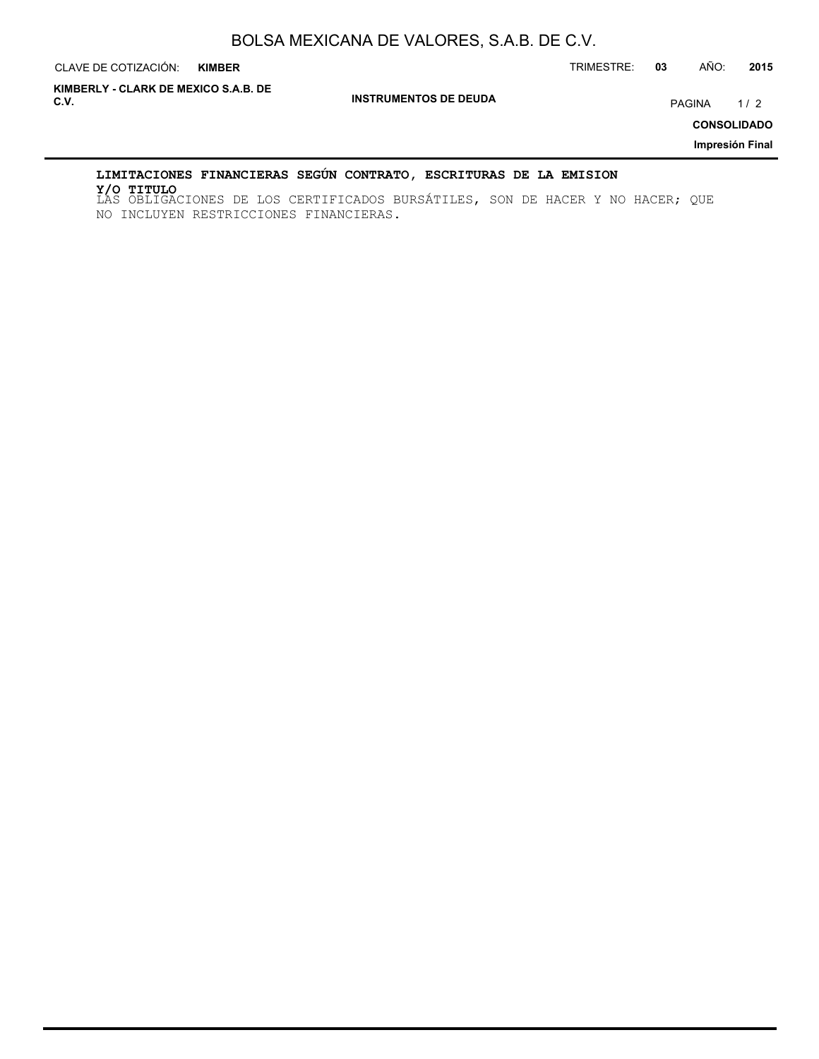**LIMITACIONES FINANCIERAS SEGÚN CONTRATO, ESCRITURAS DE LA EMISION Y/O TITULO**

LAS OBLIGACIONES DE LOS CERTIFICADOS BURSÁTILES, SON DE HACER Y NO HACER; QUE NO INCLUYEN RESTRICCIONES FINANCIERAS.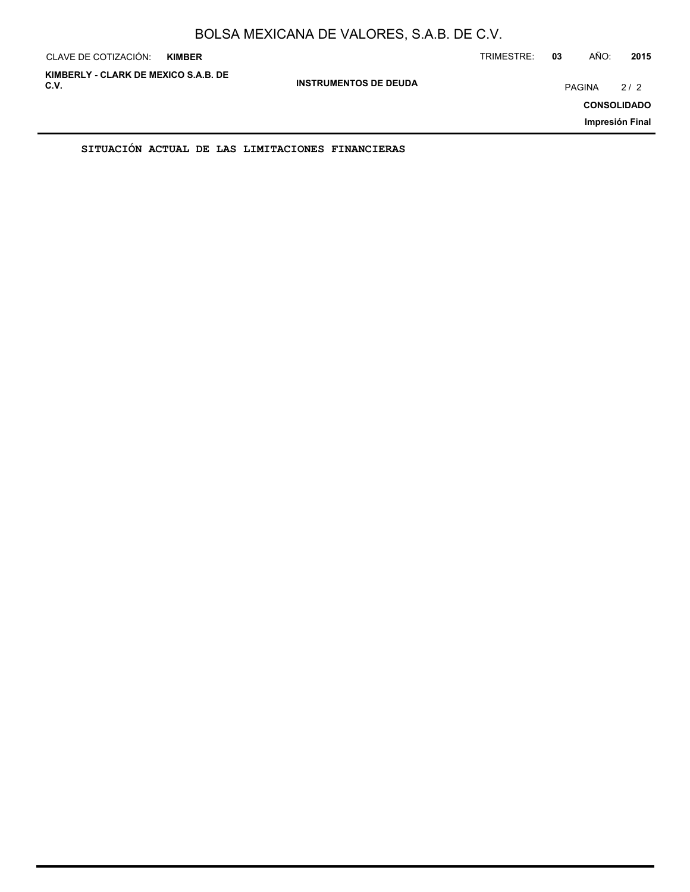**SITUACIÓN ACTUAL DE LAS LIMITACIONES FINANCIERAS**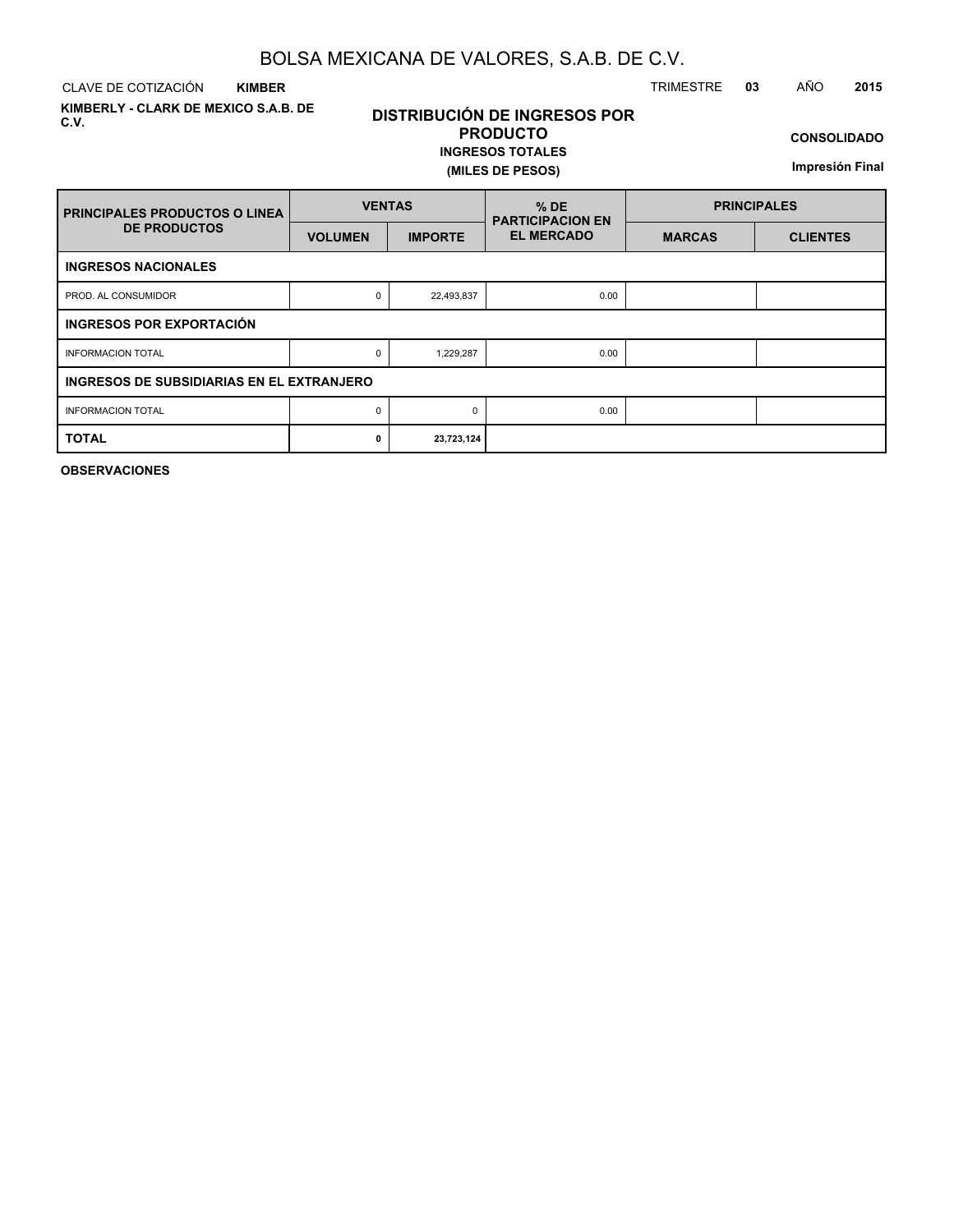# BOLSA MEXICANA DE VALORES, S.A.B. DE C.V.

CLAVE DE COTIZACIÓN **KIMBER**

TRIMESTRE **03** AÑO **2015**

**KIMBERLY - CLARK DE MEXICO S.A.B. DE C.V.**

## DISTRIBUCIÓN DE INGRESOS POR PRODUCTO

**INGRESOS TOTALES**

**(MILES DE PESOS)**

**CONSOLIDADO**

**Impresión Final**

| PRINCIPALES PRODUCTOS O LINEA DE PRODUCTOS | VENTAS | | % DE PARTICIPACION EN EL MERCADO | PRINCIPALES | |
|---|---|---|---|---|---|
| | VOLUMEN | IMPORTE | | MARCAS | CLIENTES |
| **INGRESOS NACIONALES** | | | | | |
| PROD. AL CONSUMIDOR | 0 | 22,493,837 | 0.00 | | |
| **INGRESOS POR EXPORTACIÓN** | | | | | |
| INFORMACION TOTAL | 0 | 1,229,287 | 0.00 | | |
| **INGRESOS DE SUBSIDIARIAS EN EL EXTRANJERO** | | | | | |
| INFORMACION TOTAL | 0 | 0 | 0.00 | | |
| **TOTAL** | **0** | **23,723,124** | | | |

**OBSERVACIONES**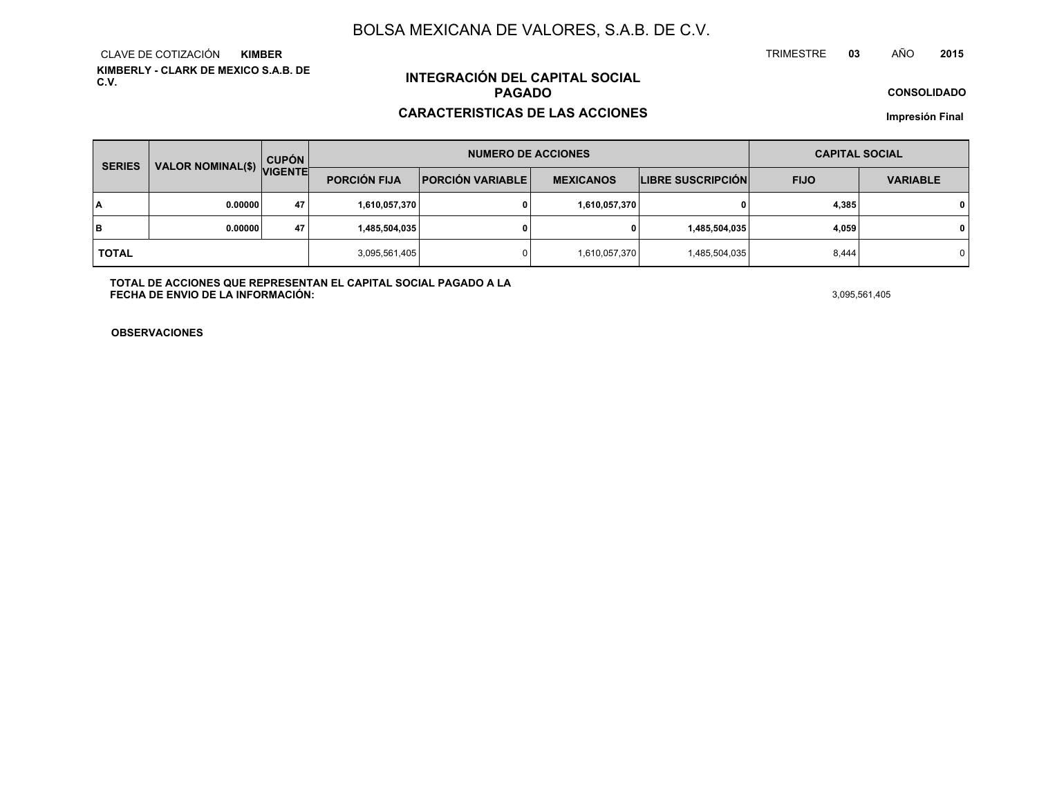# BOLSA MEXICANA DE VALORES, S.A.B. DE C.V.

CLAVE DE COTIZACIÓN **KIMBER**

TRIMESTRE **03** AÑO **2015**

**KIMBERLY - CLARK DE MEXICO S.A.B. DE C.V.**

## INTEGRACIÓN DEL CAPITAL SOCIAL PAGADO

## CARACTERISTICAS DE LAS ACCIONES

**CONSOLIDADO**

**Impresión Final**

| SERIES | VALOR NOMINAL($) | CUPÓN VIGENTE | NUMERO DE ACCIONES | | | | CAPITAL SOCIAL | |
|---|---|---|---|---|---|---|---|---|
| | | | PORCIÓN FIJA | PORCIÓN VARIABLE | MEXICANOS | LIBRE SUSCRIPCIÓN | FIJO | VARIABLE |
| A | 0.00000 | 47 | 1,610,057,370 | 0 | 1,610,057,370 | 0 | 4,385 | 0 |
| B | 0.00000 | 47 | 1,485,504,035 | 0 | 0 | 1,485,504,035 | 4,059 | 0 |
| TOTAL | | | 3,095,561,405 | 0 | 1,610,057,370 | 1,485,504,035 | 8,444 | 0 |

**TOTAL DE ACCIONES QUE REPRESENTAN EL CAPITAL SOCIAL PAGADO A LA FECHA DE ENVIO DE LA INFORMACIÓN:** 3,095,561,405

**OBSERVACIONES**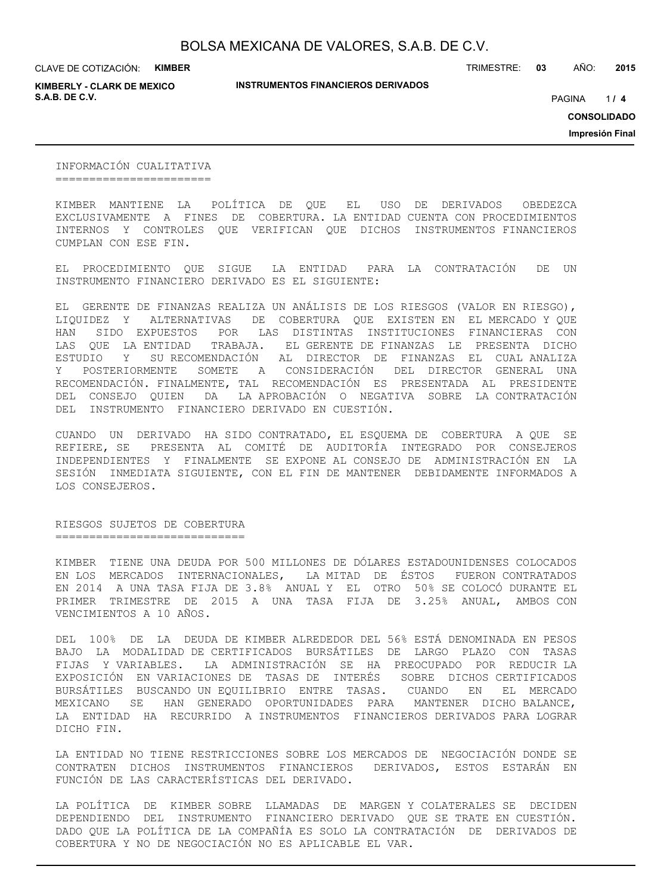## INFORMACIÓN CUALITATIVA

KIMBER MANTIENE LA POLÍTICA DE QUE EL USO DE DERIVADOS OBEDEZCA EXCLUSIVAMENTE A FINES DE COBERTURA. LA ENTIDAD CUENTA CON PROCEDIMIENTOS INTERNOS Y CONTROLES QUE VERIFICAN QUE DICHOS INSTRUMENTOS FINANCIEROS CUMPLAN CON ESE FIN.

EL PROCEDIMIENTO QUE SIGUE LA ENTIDAD PARA LA CONTRATACIÓN DE UN INSTRUMENTO FINANCIERO DERIVADO ES EL SIGUIENTE:

EL GERENTE DE FINANZAS REALIZA UN ANÁLISIS DE LOS RIESGOS (VALOR EN RIESGO), LIQUIDEZ Y ALTERNATIVAS DE COBERTURA QUE EXISTEN EN EL MERCADO Y QUE HAN SIDO EXPUESTOS POR LAS DISTINTAS INSTITUCIONES FINANCIERAS CON LAS QUE LA ENTIDAD TRABAJA. EL GERENTE DE FINANZAS LE PRESENTA DICHO ESTUDIO Y SU RECOMENDACIÓN AL DIRECTOR DE FINANZAS EL CUAL ANALIZA Y POSTERIORMENTE SOMETE A CONSIDERACIÓN DEL DIRECTOR GENERAL UNA RECOMENDACIÓN. FINALMENTE, TAL RECOMENDACIÓN ES PRESENTADA AL PRESIDENTE DEL CONSEJO QUIEN DA LA APROBACIÓN O NEGATIVA SOBRE LA CONTRATACIÓN DEL INSTRUMENTO FINANCIERO DERIVADO EN CUESTIÓN.

CUANDO UN DERIVADO HA SIDO CONTRATADO, EL ESQUEMA DE COBERTURA A QUE SE REFIERE, SE PRESENTA AL COMITÉ DE AUDITORÍA INTEGRADO POR CONSEJEROS INDEPENDIENTES Y FINALMENTE SE EXPONE AL CONSEJO DE ADMINISTRACIÓN EN LA SESIÓN INMEDIATA SIGUIENTE, CON EL FIN DE MANTENER DEBIDAMENTE INFORMADOS A LOS CONSEJEROS.

## RIESGOS SUJETOS DE COBERTURA

KIMBER TIENE UNA DEUDA POR 500 MILLONES DE DÓLARES ESTADOUNIDENSES COLOCADOS EN LOS MERCADOS INTERNACIONALES, LA MITAD DE ÉSTOS FUERON CONTRATADOS EN 2014 A UNA TASA FIJA DE 3.8% ANUAL Y EL OTRO 50% SE COLOCÓ DURANTE EL PRIMER TRIMESTRE DE 2015 A UNA TASA FIJA DE 3.25% ANUAL, AMBOS CON VENCIMIENTOS A 10 AÑOS.

DEL 100% DE LA DEUDA DE KIMBER ALREDEDOR DEL 56% ESTÁ DENOMINADA EN PESOS BAJO LA MODALIDAD DE CERTIFICADOS BURSÁTILES DE LARGO PLAZO CON TASAS FIJAS Y VARIABLES. LA ADMINISTRACIÓN SE HA PREOCUPADO POR REDUCIR LA EXPOSICIÓN EN VARIACIONES DE TASAS DE INTERÉS SOBRE DICHOS CERTIFICADOS BURSÁTILES BUSCANDO UN EQUILIBRIO ENTRE TASAS. CUANDO EN EL MERCADO MEXICANO SE HAN GENERADO OPORTUNIDADES PARA MANTENER DICHO BALANCE, LA ENTIDAD HA RECURRIDO A INSTRUMENTOS FINANCIEROS DERIVADOS PARA LOGRAR DICHO FIN.

LA ENTIDAD NO TIENE RESTRICCIONES SOBRE LOS MERCADOS DE NEGOCIACIÓN DONDE SE CONTRATEN DICHOS INSTRUMENTOS FINANCIEROS DERIVADOS, ESTOS ESTARÁN EN FUNCIÓN DE LAS CARACTERÍSTICAS DEL DERIVADO.

LA POLÍTICA DE KIMBER SOBRE LLAMADAS DE MARGEN Y COLATERALES SE DECIDEN DEPENDIENDO DEL INSTRUMENTO FINANCIERO DERIVADO QUE SE TRATE EN CUESTIÓN. DADO QUE LA POLÍTICA DE LA COMPAÑÍA ES SOLO LA CONTRATACIÓN DE DERIVADOS DE COBERTURA Y NO DE NEGOCIACIÓN NO ES APLICABLE EL VAR.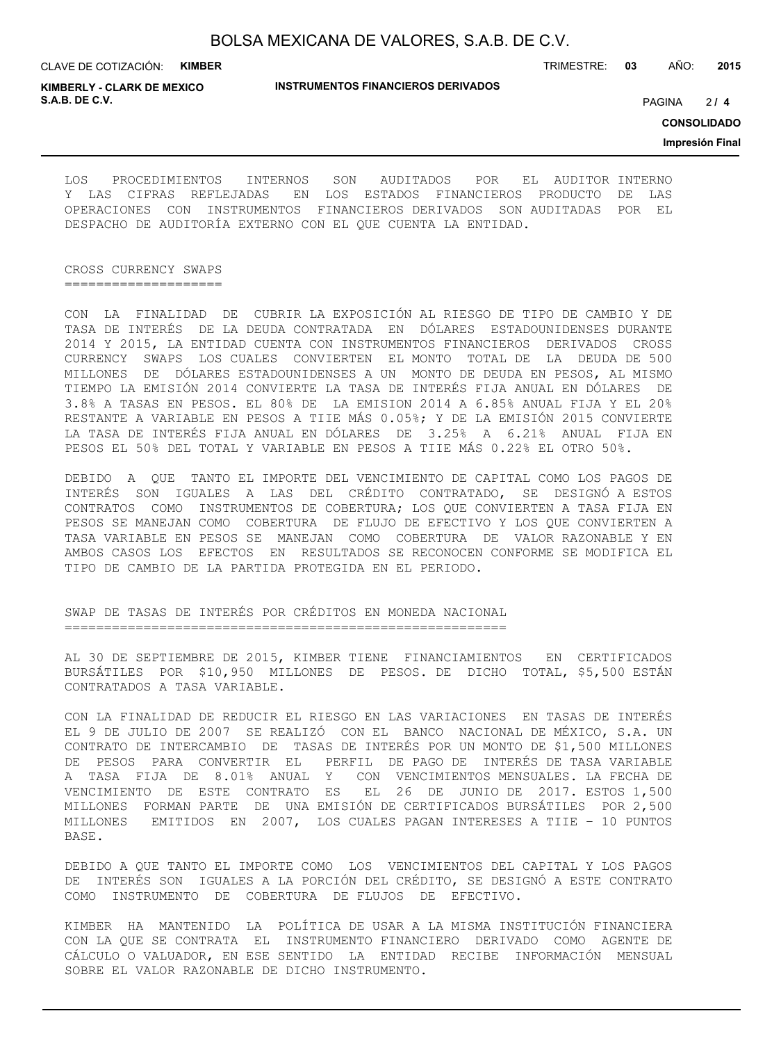LOS PROCEDIMIENTOS INTERNOS SON AUDITADOS POR EL AUDITOR INTERNO Y LAS CIFRAS REFLEJADAS EN LOS ESTADOS FINANCIEROS PRODUCTO DE LAS OPERACIONES CON INSTRUMENTOS FINANCIEROS DERIVADOS SON AUDITADAS POR EL DESPACHO DE AUDITORÍA EXTERNO CON EL QUE CUENTA LA ENTIDAD.

## CROSS CURRENCY SWAPS

CON LA FINALIDAD DE CUBRIR LA EXPOSICIÓN AL RIESGO DE TIPO DE CAMBIO Y DE TASA DE INTERÉS DE LA DEUDA CONTRATADA EN DÓLARES ESTADOUNIDENSES DURANTE 2014 Y 2015, LA ENTIDAD CUENTA CON INSTRUMENTOS FINANCIEROS DERIVADOS CROSS CURRENCY SWAPS LOS CUALES CONVIERTEN EL MONTO TOTAL DE LA DEUDA DE 500 MILLONES DE DÓLARES ESTADOUNIDENSES A UN MONTO DE DEUDA EN PESOS, AL MISMO TIEMPO LA EMISIÓN 2014 CONVIERTE LA TASA DE INTERÉS FIJA ANUAL EN DÓLARES DE 3.8% A TASAS EN PESOS. EL 80% DE LA EMISION 2014 A 6.85% ANUAL FIJA Y EL 20% RESTANTE A VARIABLE EN PESOS A TIIE MÁS 0.05%; Y DE LA EMISIÓN 2015 CONVIERTE LA TASA DE INTERÉS FIJA ANUAL EN DÓLARES DE 3.25% A 6.21% ANUAL FIJA EN PESOS EL 50% DEL TOTAL Y VARIABLE EN PESOS A TIIE MÁS 0.22% EL OTRO 50%.

DEBIDO A QUE TANTO EL IMPORTE DEL VENCIMIENTO DE CAPITAL COMO LOS PAGOS DE INTERÉS SON IGUALES A LAS DEL CRÉDITO CONTRATADO, SE DESIGNÓ A ESTOS CONTRATOS COMO INSTRUMENTOS DE COBERTURA; LOS QUE CONVIERTEN A TASA FIJA EN PESOS SE MANEJAN COMO COBERTURA DE FLUJO DE EFECTIVO Y LOS QUE CONVIERTEN A TASA VARIABLE EN PESOS SE MANEJAN COMO COBERTURA DE VALOR RAZONABLE Y EN AMBOS CASOS LOS EFECTOS EN RESULTADOS SE RECONOCEN CONFORME SE MODIFICA EL TIPO DE CAMBIO DE LA PARTIDA PROTEGIDA EN EL PERIODO.

## SWAP DE TASAS DE INTERÉS POR CRÉDITOS EN MONEDA NACIONAL

AL 30 DE SEPTIEMBRE DE 2015, KIMBER TIENE FINANCIAMIENTOS EN CERTIFICADOS BURSÁTILES POR $10,950 MILLONES DE PESOS. DE DICHO TOTAL, $5,500 ESTÁN CONTRATADOS A TASA VARIABLE.

CON LA FINALIDAD DE REDUCIR EL RIESGO EN LAS VARIACIONES EN TASAS DE INTERÉS EL 9 DE JULIO DE 2007 SE REALIZÓ CON EL BANCO NACIONAL DE MÉXICO, S.A. UN CONTRATO DE INTERCAMBIO DE TASAS DE INTERÉS POR UN MONTO DE $1,500 MILLONES DE PESOS PARA CONVERTIR EL PERFIL DE PAGO DE INTERÉS DE TASA VARIABLE A TASA FIJA DE 8.01% ANUAL Y CON VENCIMIENTOS MENSUALES. LA FECHA DE VENCIMIENTO DE ESTE CONTRATO ES EL 26 DE JUNIO DE 2017. ESTOS 1,500 MILLONES FORMAN PARTE DE UNA EMISIÓN DE CERTIFICADOS BURSÁTILES POR 2,500 MILLONES EMITIDOS EN 2007, LOS CUALES PAGAN INTERESES A TIIE - 10 PUNTOS BASE.

DEBIDO A QUE TANTO EL IMPORTE COMO LOS VENCIMIENTOS DEL CAPITAL Y LOS PAGOS DE INTERÉS SON IGUALES A LA PORCIÓN DEL CRÉDITO, SE DESIGNÓ A ESTE CONTRATO COMO INSTRUMENTO DE COBERTURA DE FLUJOS DE EFECTIVO.

KIMBER HA MANTENIDO LA POLÍTICA DE USAR A LA MISMA INSTITUCIÓN FINANCIERA CON LA QUE SE CONTRATA EL INSTRUMENTO FINANCIERO DERIVADO COMO AGENTE DE CÁLCULO O VALUADOR, EN ESE SENTIDO LA ENTIDAD RECIBE INFORMACIÓN MENSUAL SOBRE EL VALOR RAZONABLE DE DICHO INSTRUMENTO.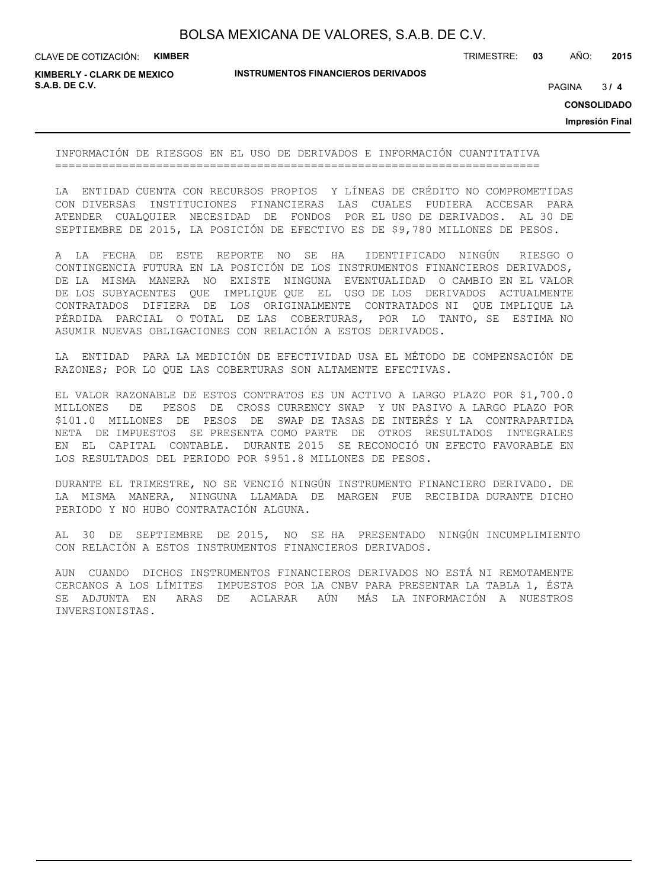## INFORMACIÓN DE RIESGOS EN EL USO DE DERIVADOS E INFORMACIÓN CUANTITATIVA

LA ENTIDAD CUENTA CON RECURSOS PROPIOS Y LÍNEAS DE CRÉDITO NO COMPROMETIDAS CON DIVERSAS INSTITUCIONES FINANCIERAS LAS CUALES PUDIERA ACCESAR PARA ATENDER CUALQUIER NECESIDAD DE FONDOS POR EL USO DE DERIVADOS. AL 30 DE SEPTIEMBRE DE 2015, LA POSICIÓN DE EFECTIVO ES DE $9,780 MILLONES DE PESOS.

A LA FECHA DE ESTE REPORTE NO SE HA IDENTIFICADO NINGÚN RIESGO O CONTINGENCIA FUTURA EN LA POSICIÓN DE LOS INSTRUMENTOS FINANCIEROS DERIVADOS, DE LA MISMA MANERA NO EXISTE NINGUNA EVENTUALIDAD O CAMBIO EN EL VALOR DE LOS SUBYACENTES QUE IMPLIQUE QUE EL USO DE LOS DERIVADOS ACTUALMENTE CONTRATADOS DIFIERA DE LOS ORIGINALMENTE CONTRATADOS NI QUE IMPLIQUE LA PÉRDIDA PARCIAL O TOTAL DE LAS COBERTURAS, POR LO TANTO, SE ESTIMA NO ASUMIR NUEVAS OBLIGACIONES CON RELACIÓN A ESTOS DERIVADOS.

LA ENTIDAD PARA LA MEDICIÓN DE EFECTIVIDAD USA EL MÉTODO DE COMPENSACIÓN DE RAZONES; POR LO QUE LAS COBERTURAS SON ALTAMENTE EFECTIVAS.

EL VALOR RAZONABLE DE ESTOS CONTRATOS ES UN ACTIVO A LARGO PLAZO POR $1,700.0 MILLONES DE PESOS DE CROSS CURRENCY SWAP Y UN PASIVO A LARGO PLAZO POR $101.0 MILLONES DE PESOS DE SWAP DE TASAS DE INTERÉS Y LA CONTRAPARTIDA NETA DE IMPUESTOS SE PRESENTA COMO PARTE DE OTROS RESULTADOS INTEGRALES EN EL CAPITAL CONTABLE. DURANTE 2015 SE RECONOCIÓ UN EFECTO FAVORABLE EN LOS RESULTADOS DEL PERIODO POR $951.8 MILLONES DE PESOS.

DURANTE EL TRIMESTRE, NO SE VENCIÓ NINGÚN INSTRUMENTO FINANCIERO DERIVADO. DE LA MISMA MANERA, NINGUNA LLAMADA DE MARGEN FUE RECIBIDA DURANTE DICHO PERIODO Y NO HUBO CONTRATACIÓN ALGUNA.

AL 30 DE SEPTIEMBRE DE 2015, NO SE HA PRESENTADO NINGÚN INCUMPLIMIENTO CON RELACIÓN A ESTOS INSTRUMENTOS FINANCIEROS DERIVADOS.

AUN CUANDO DICHOS INSTRUMENTOS FINANCIEROS DERIVADOS NO ESTÁ NI REMOTAMENTE CERCANOS A LOS LÍMITES IMPUESTOS POR LA CNBV PARA PRESENTAR LA TABLA 1, ÉSTA SE ADJUNTA EN ARAS DE ACLARAR AÚN MÁS LA INFORMACIÓN A NUESTROS INVERSIONISTAS.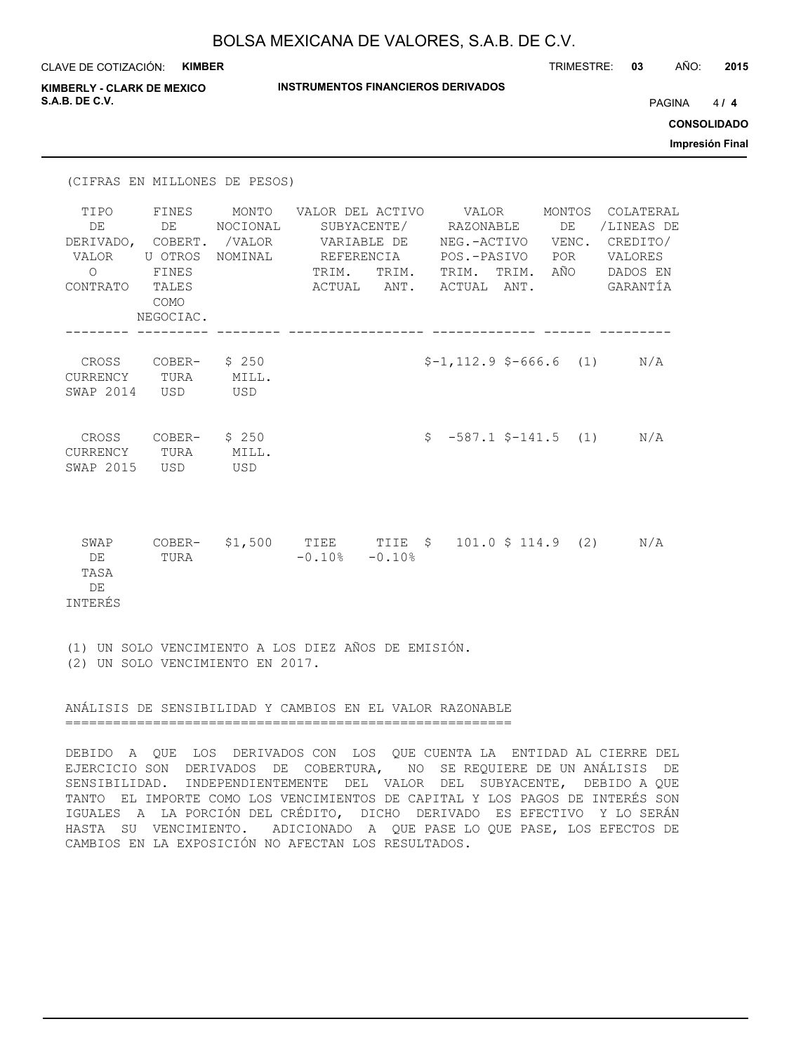(CIFRAS EN MILLONES DE PESOS)

| TIPO DE DERIVADO, VALOR O CONTRATO | FINES DE COBERT. U OTROS FINES TALES COMO NEGOCIAC. | MONTO NOCIONAL /VALOR NOMINAL | VALOR DEL ACTIVO SUBYACENTE/ VARIABLE DE REFERENCIA | | VALOR RAZONABLE NEG.-ACTIVO POS.-PASIVO | | MONTOS DE VENC. POR AÑO | COLATERAL /LINEAS DE CREDITO/ VALORES DADOS EN GARANTÍA |
|---|---|---|---|---|---|---|---|---|
| | | | TRIM. ACTUAL | TRIM. ANT. | TRIM. ACTUAL | TRIM. ANT. | | |
| CROSS CURRENCY SWAP 2014 | COBER-TURA USD | $ 250 MILL. USD | | | $-1,112.9 | $-666.6 | (1) | N/A |
| CROSS CURRENCY SWAP 2015 | COBER-TURA USD | $ 250 MILL. USD | | | $ -587.1 | $-141.5 | (1) | N/A |
| SWAP DE TASA DE INTERÉS | COBER-TURA | $1,500 | TIEE -0.10% | TIIE -0.10% | $ 101.0 | $ 114.9 | (2) | N/A |

(1) UN SOLO VENCIMIENTO A LOS DIEZ AÑOS DE EMISIÓN.
(2) UN SOLO VENCIMIENTO EN 2017.

## ANÁLISIS DE SENSIBILIDAD Y CAMBIOS EN EL VALOR RAZONABLE

DEBIDO A QUE LOS DERIVADOS CON LOS QUE CUENTA LA ENTIDAD AL CIERRE DEL EJERCICIO SON DERIVADOS DE COBERTURA, NO SE REQUIERE DE UN ANÁLISIS DE SENSIBILIDAD. INDEPENDIENTEMENTE DEL VALOR DEL SUBYACENTE, DEBIDO A QUE TANTO EL IMPORTE COMO LOS VENCIMIENTOS DE CAPITAL Y LOS PAGOS DE INTERÉS SON IGUALES A LA PORCIÓN DEL CRÉDITO, DICHO DERIVADO ES EFECTIVO Y LO SERÁN HASTA SU VENCIMIENTO. ADICIONADO A QUE PASE LO QUE PASE, LOS EFECTOS DE CAMBIOS EN LA EXPOSICIÓN NO AFECTAN LOS RESULTADOS.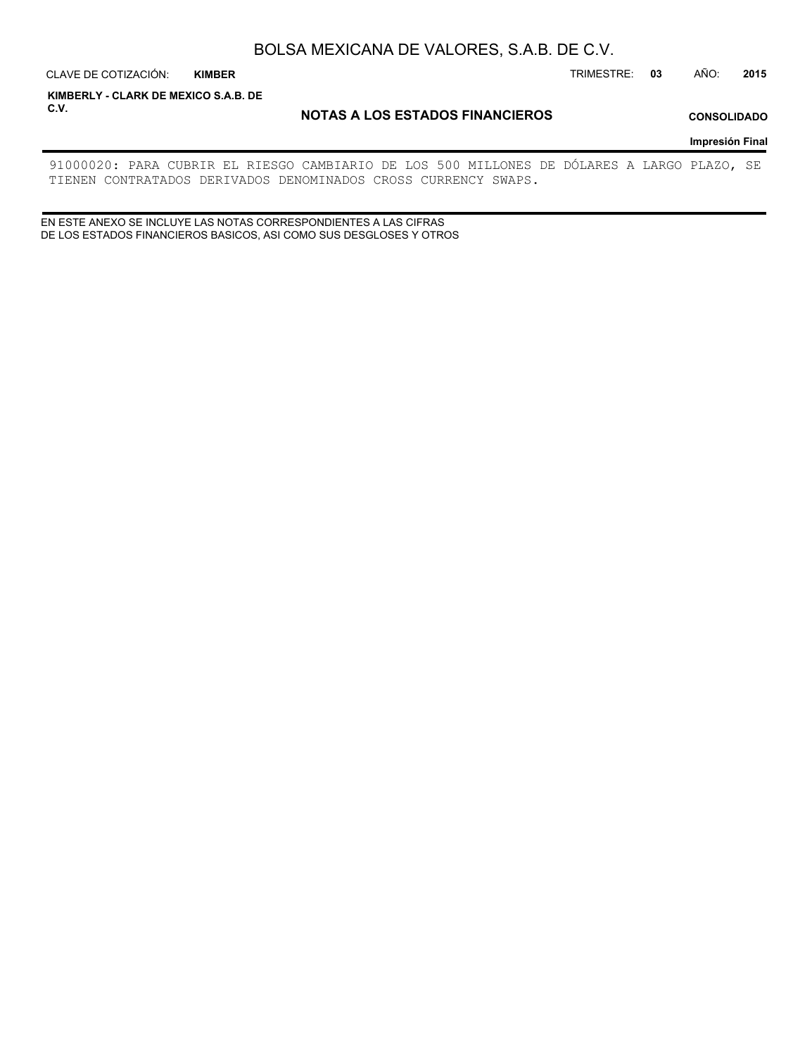91000020: PARA CUBRIR EL RIESGO CAMBIARIO DE LOS 500 MILLONES DE DÓLARES A LARGO PLAZO, SE TIENEN CONTRATADOS DERIVADOS DENOMINADOS CROSS CURRENCY SWAPS.